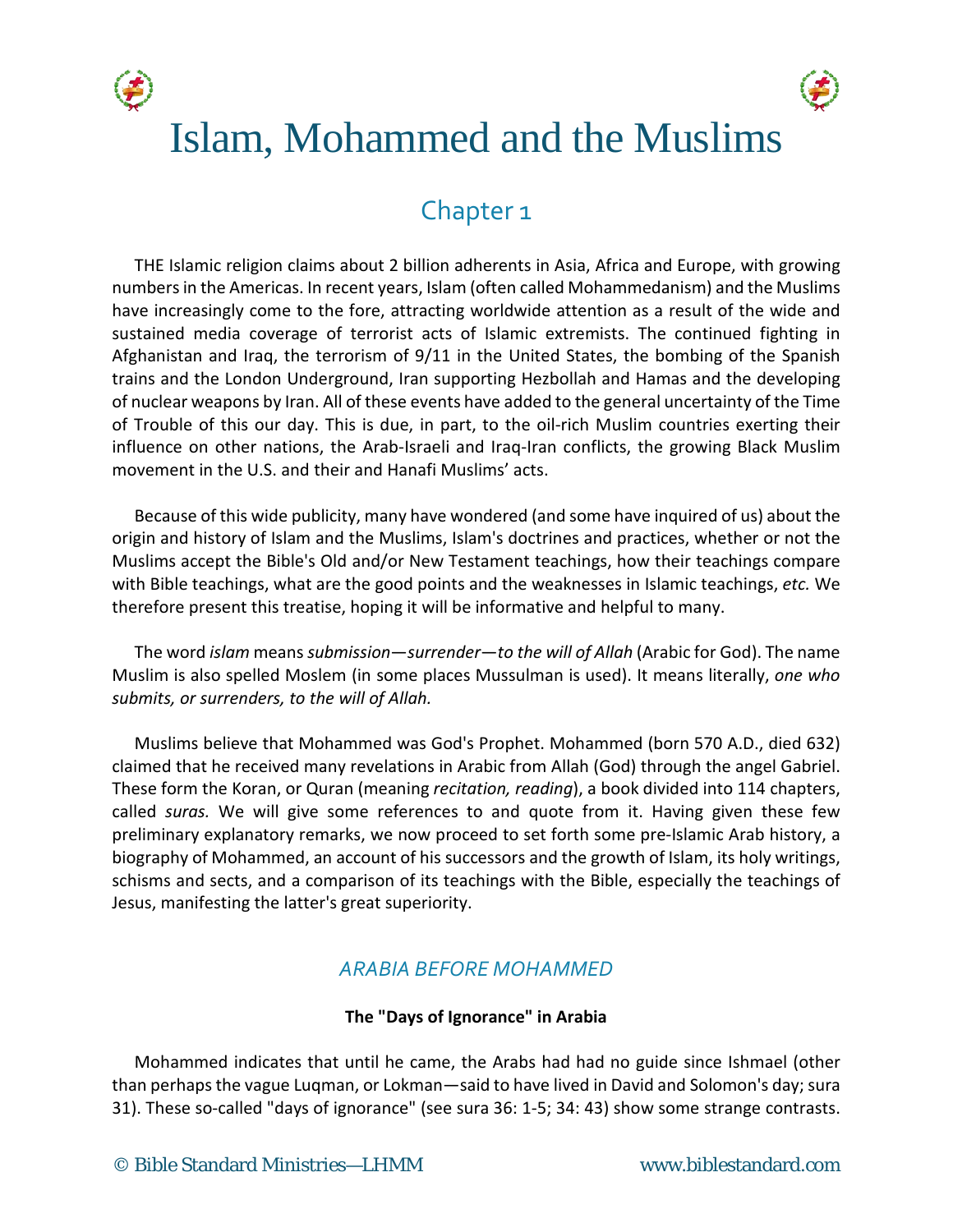# Islam, Mohammed and the Muslims

## Chapter 1

THE Islamic religion claims about 2 billion adherents in Asia, Africa and Europe, with growing numbers in the Americas. In recent years, Islam (often called Mohammedanism) and the Muslims have increasingly come to the fore, attracting worldwide attention as a result of the wide and sustained media coverage of terrorist acts of Islamic extremists. The continued fighting in Afghanistan and Iraq, the terrorism of 9/11 in the United States, the bombing of the Spanish trains and the London Underground, Iran supporting Hezbollah and Hamas and the developing of nuclear weapons by Iran. All of these events have added to the general uncertainty of the Time of Trouble of this our day. This is due, in part, to the oil-rich Muslim countries exerting their influence on other nations, the Arab-Israeli and Iraq-Iran conflicts, the growing Black Muslim movement in the U.S. and their and Hanafi Muslims' acts.

Because of this wide publicity, many have wondered (and some have inquired of us) about the origin and history of Islam and the Muslims, Islam's doctrines and practices, whether or not the Muslims accept the Bible's Old and/or New Testament teachings, how their teachings compare with Bible teachings, what are the good points and the weaknesses in Islamic teachings, *etc.* We therefore present this treatise, hoping it will be informative and helpful to many.

The word *islam* means *submission—surrender—to the will of Allah* (Arabic for God). The name Muslim is also spelled Moslem (in some places Mussulman is used). It means literally, *one who submits, or surrenders, to the will of Allah.*

Muslims believe that Mohammed was God's Prophet. Mohammed (born 570 A.D., died 632) claimed that he received many revelations in Arabic from Allah (God) through the angel Gabriel. These form the Koran, or Quran (meaning *recitation, reading*), a book divided into 114 chapters, called *suras.* We will give some references to and quote from it. Having given these few preliminary explanatory remarks, we now proceed to set forth some pre-Islamic Arab history, a biography of Mohammed, an account of his successors and the growth of Islam, its holy writings, schisms and sects, and a comparison of its teachings with the Bible, especially the teachings of Jesus, manifesting the latter's great superiority.

### *ARABIA BEFORE MOHAMMED*

**The "Days of Ignorance" in Arabia**

Mohammed indicates that until he came, the Arabs had had no guide since Ishmael (other than perhaps the vague Luqman, or Lokman—said to have lived in David and Solomon's day; sura 31). These so-called "days of ignorance" (see sura 36: 1-5; 34: 43) show some strange contrasts.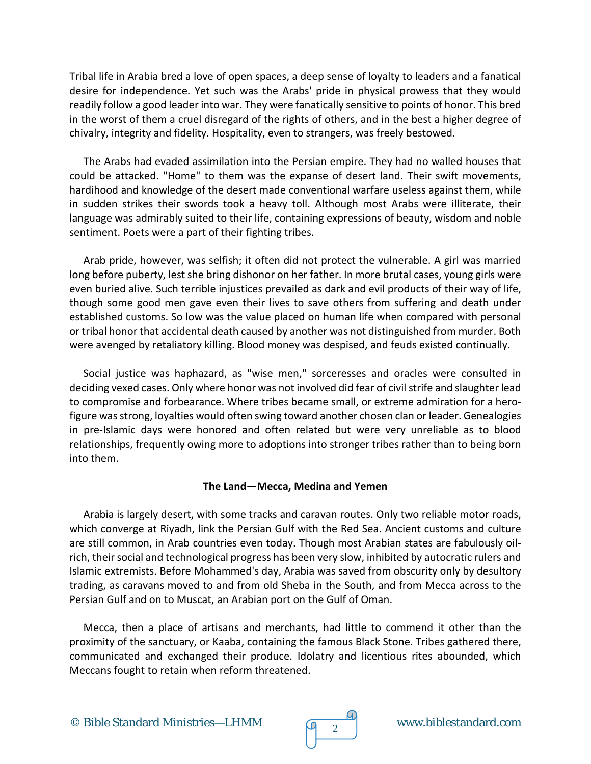Tribal life in Arabia bred a love of open spaces, a deep sense of loyalty to leaders and a fanatical desire for independence. Yet such was the Arabs' pride in physical prowess that they would readily follow a good leader into war. They were fanatically sensitive to points of honor. This bred in the worst of them a cruel disregard of the rights of others, and in the best a higher degree of chivalry, integrity and fidelity. Hospitality, even to strangers, was freely bestowed.

The Arabs had evaded assimilation into the Persian empire. They had no walled houses that could be attacked. "Home" to them was the expanse of desert land. Their swift movements, hardihood and knowledge of the desert made conventional warfare useless against them, while in sudden strikes their swords took a heavy toll. Although most Arabs were illiterate, their language was admirably suited to their life, containing expressions of beauty, wisdom and noble sentiment. Poets were a part of their fighting tribes.

Arab pride, however, was selfish; it often did not protect the vulnerable. A girl was married long before puberty, lest she bring dishonor on her father. In more brutal cases, young girls were even buried alive. Such terrible injustices prevailed as dark and evil products of their way of life, though some good men gave even their lives to save others from suffering and death under established customs. So low was the value placed on human life when compared with personal or tribal honor that accidental death caused by another was not distinguished from murder. Both were avenged by retaliatory killing. Blood money was despised, and feuds existed continually.

Social justice was haphazard, as "wise men," sorceresses and oracles were consulted in deciding vexed cases. Only where honor was not involved did fear of civil strife and slaughter lead to compromise and forbearance. Where tribes became small, or extreme admiration for a hero-figure was strong, loyalties would often swing toward another chosen clan or leader. Genealogies in pre-Islamic days were honored and often related but were very unreliable as to blood relationships, frequently owing more to adoptions into stronger tribes rather than to being born into them.

### The Land—Mecca, Medina and Yemen

Arabia is largely desert, with some tracks and caravan routes. Only two reliable motor roads, which converge at Riyadh, link the Persian Gulf with the Red Sea. Ancient customs and culture are still common, in Arab countries even today. Though most Arabian states are fabulously oil-rich, their social and technological progress has been very slow, inhibited by autocratic rulers and Islamic extremists. Before Mohammed's day, Arabia was saved from obscurity only by desultory trading, as caravans moved to and from old Sheba in the South, and from Mecca across to the Persian Gulf and on to Muscat, an Arabian port on the Gulf of Oman.

Mecca, then a place of artisans and merchants, had little to commend it other than the proximity of the sanctuary, or Kaaba, containing the famous Black Stone. Tribes gathered there, communicated and exchanged their produce. Idolatry and licentious rites abounded, which Meccans fought to retain when reform threatened.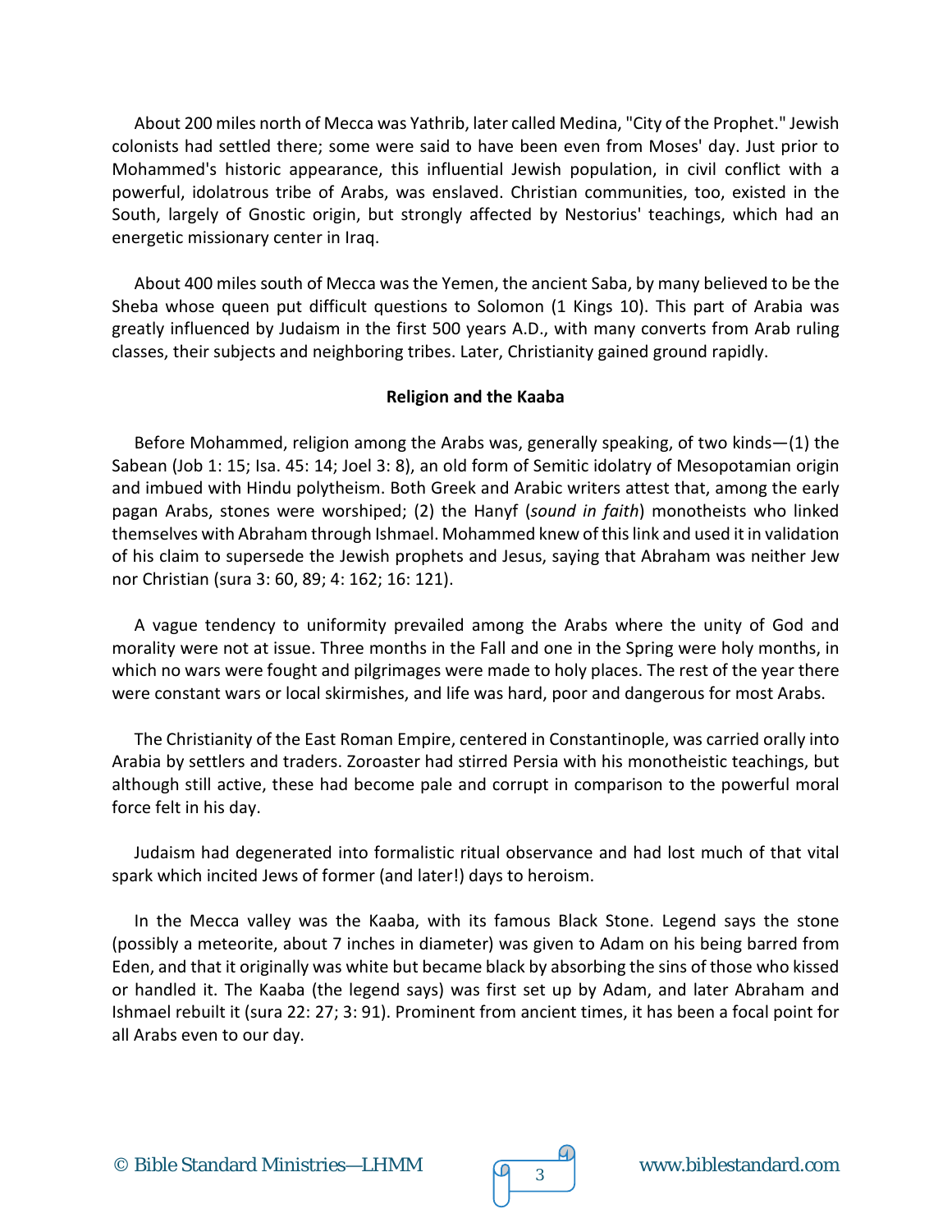About 200 miles north of Mecca was Yathrib, later called Medina, "City of the Prophet." Jewish colonists had settled there; some were said to have been even from Moses' day. Just prior to Mohammed's historic appearance, this influential Jewish population, in civil conflict with a powerful, idolatrous tribe of Arabs, was enslaved. Christian communities, too, existed in the South, largely of Gnostic origin, but strongly affected by Nestorius' teachings, which had an energetic missionary center in Iraq.

About 400 miles south of Mecca was the Yemen, the ancient Saba, by many believed to be the Sheba whose queen put difficult questions to Solomon (1 Kings 10). This part of Arabia was greatly influenced by Judaism in the first 500 years A.D., with many converts from Arab ruling classes, their subjects and neighboring tribes. Later, Christianity gained ground rapidly.

**Religion and the Kaaba**

Before Mohammed, religion among the Arabs was, generally speaking, of two kinds—(1) the Sabean (Job 1: 15; Isa. 45: 14; Joel 3: 8), an old form of Semitic idolatry of Mesopotamian origin and imbued with Hindu polytheism. Both Greek and Arabic writers attest that, among the early pagan Arabs, stones were worshiped; (2) the Hanyf (*sound in faith*) monotheists who linked themselves with Abraham through Ishmael. Mohammed knew of this link and used it in validation of his claim to supersede the Jewish prophets and Jesus, saying that Abraham was neither Jew nor Christian (sura 3: 60, 89; 4: 162; 16: 121).

A vague tendency to uniformity prevailed among the Arabs where the unity of God and morality were not at issue. Three months in the Fall and one in the Spring were holy months, in which no wars were fought and pilgrimages were made to holy places. The rest of the year there were constant wars or local skirmishes, and life was hard, poor and dangerous for most Arabs.

The Christianity of the East Roman Empire, centered in Constantinople, was carried orally into Arabia by settlers and traders. Zoroaster had stirred Persia with his monotheistic teachings, but although still active, these had become pale and corrupt in comparison to the powerful moral force felt in his day.

Judaism had degenerated into formalistic ritual observance and had lost much of that vital spark which incited Jews of former (and later!) days to heroism.

In the Mecca valley was the Kaaba, with its famous Black Stone. Legend says the stone (possibly a meteorite, about 7 inches in diameter) was given to Adam on his being barred from Eden, and that it originally was white but became black by absorbing the sins of those who kissed or handled it. The Kaaba (the legend says) was first set up by Adam, and later Abraham and Ishmael rebuilt it (sura 22: 27; 3: 91). Prominent from ancient times, it has been a focal point for all Arabs even to our day.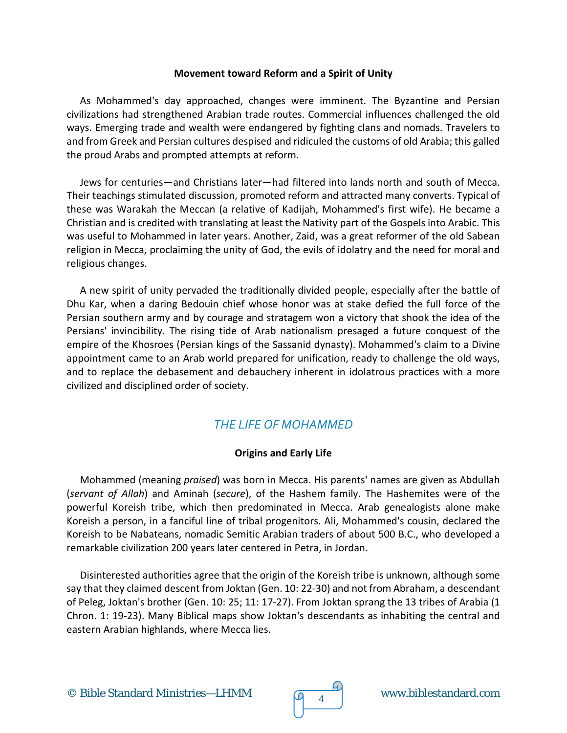**Movement toward Reform and a Spirit of Unity**

As Mohammed's day approached, changes were imminent. The Byzantine and Persian civilizations had strengthened Arabian trade routes. Commercial influences challenged the old ways. Emerging trade and wealth were endangered by fighting clans and nomads. Travelers to and from Greek and Persian cultures despised and ridiculed the customs of old Arabia; this galled the proud Arabs and prompted attempts at reform.

Jews for centuries—and Christians later—had filtered into lands north and south of Mecca. Their teachings stimulated discussion, promoted reform and attracted many converts. Typical of these was Warakah the Meccan (a relative of Kadijah, Mohammed's first wife). He became a Christian and is credited with translating at least the Nativity part of the Gospels into Arabic. This was useful to Mohammed in later years. Another, Zaid, was a great reformer of the old Sabean religion in Mecca, proclaiming the unity of God, the evils of idolatry and the need for moral and religious changes.

A new spirit of unity pervaded the traditionally divided people, especially after the battle of Dhu Kar, when a daring Bedouin chief whose honor was at stake defied the full force of the Persian southern army and by courage and stratagem won a victory that shook the idea of the Persians' invincibility. The rising tide of Arab nationalism presaged a future conquest of the empire of the Khosroes (Persian kings of the Sassanid dynasty). Mohammed's claim to a Divine appointment came to an Arab world prepared for unification, ready to challenge the old ways, and to replace the debasement and debauchery inherent in idolatrous practices with a more civilized and disciplined order of society.

## *THE LIFE OF MOHAMMED*

**Origins and Early Life**

Mohammed (meaning *praised*) was born in Mecca. His parents' names are given as Abdullah (*servant of Allah*) and Aminah (*secure*), of the Hashem family. The Hashemites were of the powerful Koreish tribe, which then predominated in Mecca. Arab genealogists alone make Koreish a person, in a fanciful line of tribal progenitors. Ali, Mohammed's cousin, declared the Koreish to be Nabateans, nomadic Semitic Arabian traders of about 500 B.C., who developed a remarkable civilization 200 years later centered in Petra, in Jordan.

Disinterested authorities agree that the origin of the Koreish tribe is unknown, although some say that they claimed descent from Joktan (Gen. 10: 22-30) and not from Abraham, a descendant of Peleg, Joktan's brother (Gen. 10: 25; 11: 17-27). From Joktan sprang the 13 tribes of Arabia (1 Chron. 1: 19-23). Many Biblical maps show Joktan's descendants as inhabiting the central and eastern Arabian highlands, where Mecca lies.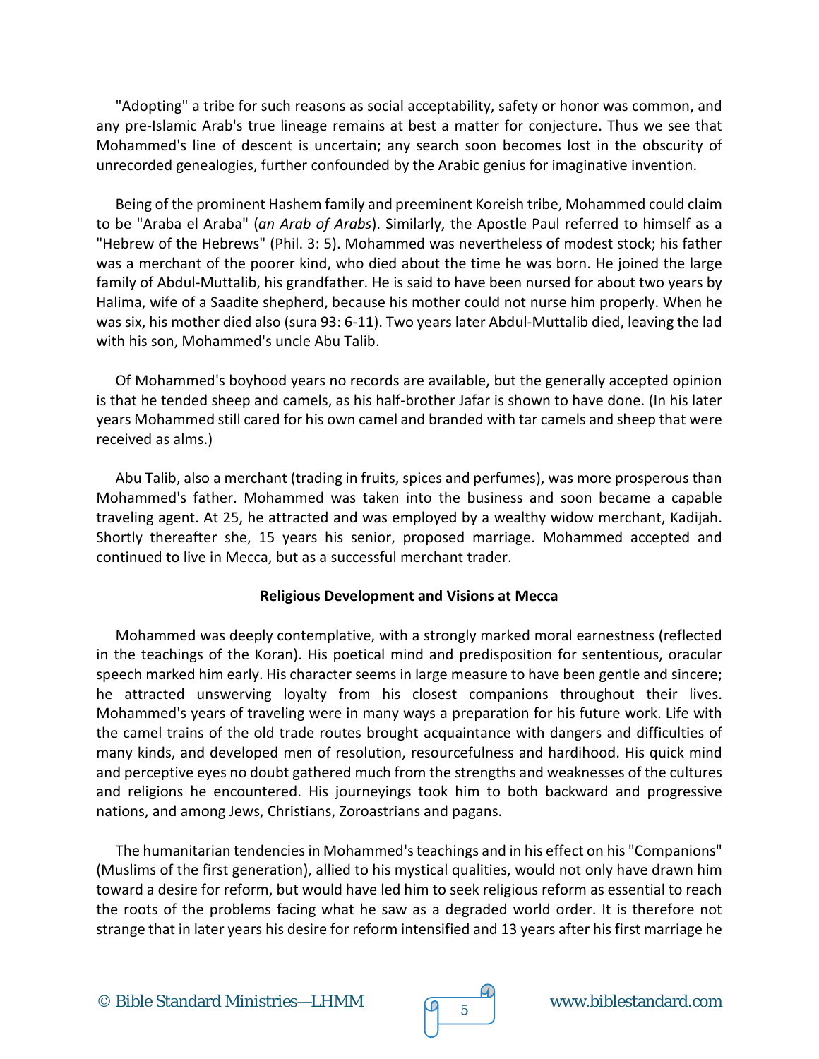"Adopting" a tribe for such reasons as social acceptability, safety or honor was common, and any pre-Islamic Arab's true lineage remains at best a matter for conjecture. Thus we see that Mohammed's line of descent is uncertain; any search soon becomes lost in the obscurity of unrecorded genealogies, further confounded by the Arabic genius for imaginative invention.

Being of the prominent Hashem family and preeminent Koreish tribe, Mohammed could claim to be "Araba el Araba" (*an Arab of Arabs*). Similarly, the Apostle Paul referred to himself as a "Hebrew of the Hebrews" (Phil. 3: 5). Mohammed was nevertheless of modest stock; his father was a merchant of the poorer kind, who died about the time he was born. He joined the large family of Abdul-Muttalib, his grandfather. He is said to have been nursed for about two years by Halima, wife of a Saadite shepherd, because his mother could not nurse him properly. When he was six, his mother died also (sura 93: 6-11). Two years later Abdul-Muttalib died, leaving the lad with his son, Mohammed's uncle Abu Talib.

Of Mohammed's boyhood years no records are available, but the generally accepted opinion is that he tended sheep and camels, as his half-brother Jafar is shown to have done. (In his later years Mohammed still cared for his own camel and branded with tar camels and sheep that were received as alms.)

Abu Talib, also a merchant (trading in fruits, spices and perfumes), was more prosperous than Mohammed's father. Mohammed was taken into the business and soon became a capable traveling agent. At 25, he attracted and was employed by a wealthy widow merchant, Kadijah. Shortly thereafter she, 15 years his senior, proposed marriage. Mohammed accepted and continued to live in Mecca, but as a successful merchant trader.

### Religious Development and Visions at Mecca

Mohammed was deeply contemplative, with a strongly marked moral earnestness (reflected in the teachings of the Koran). His poetical mind and predisposition for sententious, oracular speech marked him early. His character seems in large measure to have been gentle and sincere; he attracted unswerving loyalty from his closest companions throughout their lives. Mohammed's years of traveling were in many ways a preparation for his future work. Life with the camel trains of the old trade routes brought acquaintance with dangers and difficulties of many kinds, and developed men of resolution, resourcefulness and hardihood. His quick mind and perceptive eyes no doubt gathered much from the strengths and weaknesses of the cultures and religions he encountered. His journeyings took him to both backward and progressive nations, and among Jews, Christians, Zoroastrians and pagans.

The humanitarian tendencies in Mohammed's teachings and in his effect on his "Companions" (Muslims of the first generation), allied to his mystical qualities, would not only have drawn him toward a desire for reform, but would have led him to seek religious reform as essential to reach the roots of the problems facing what he saw as a degraded world order. It is therefore not strange that in later years his desire for reform intensified and 13 years after his first marriage he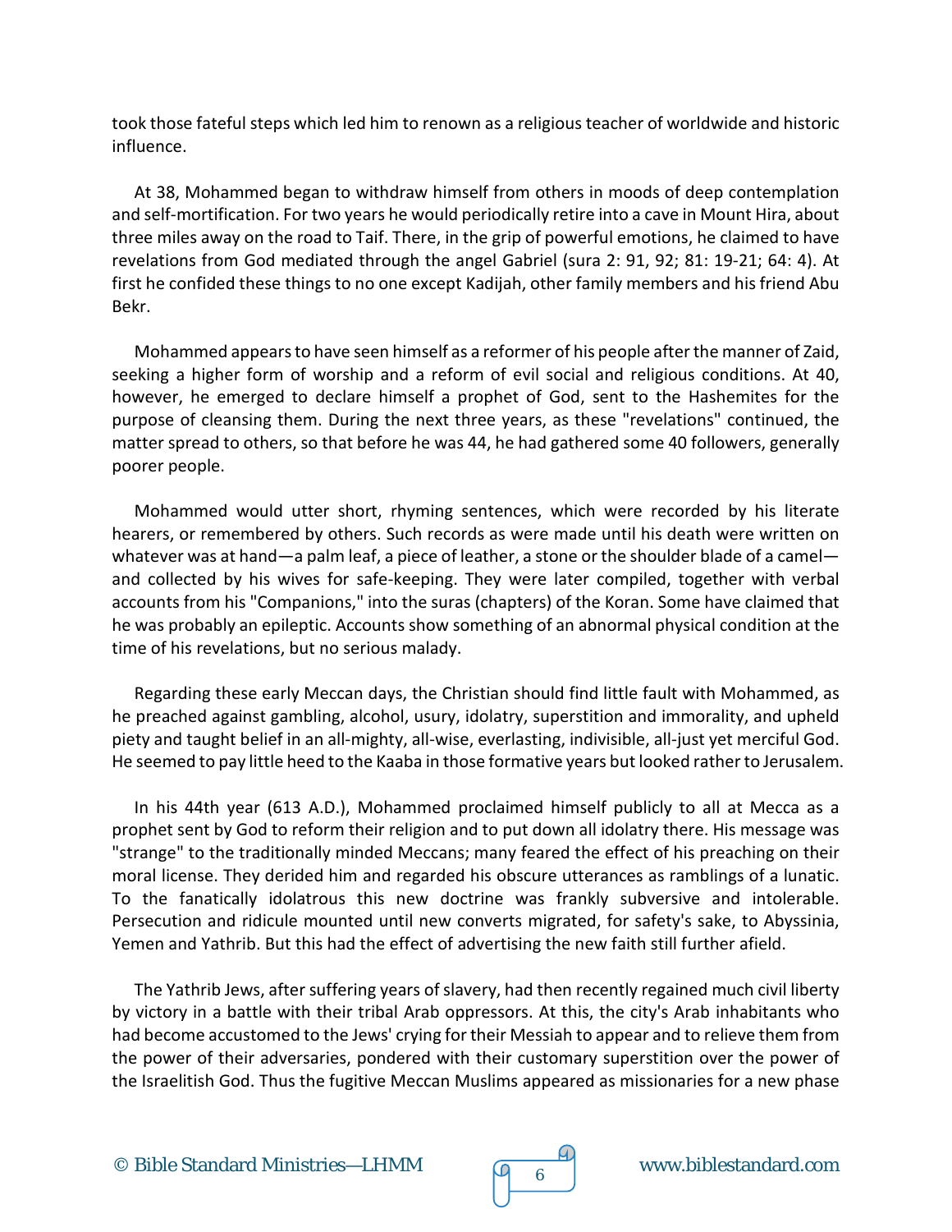took those fateful steps which led him to renown as a religious teacher of worldwide and historic influence.

At 38, Mohammed began to withdraw himself from others in moods of deep contemplation and self-mortification. For two years he would periodically retire into a cave in Mount Hira, about three miles away on the road to Taif. There, in the grip of powerful emotions, he claimed to have revelations from God mediated through the angel Gabriel (sura 2: 91, 92; 81: 19-21; 64: 4). At first he confided these things to no one except Kadijah, other family members and his friend Abu Bekr.

Mohammed appears to have seen himself as a reformer of his people after the manner of Zaid, seeking a higher form of worship and a reform of evil social and religious conditions. At 40, however, he emerged to declare himself a prophet of God, sent to the Hashemites for the purpose of cleansing them. During the next three years, as these "revelations" continued, the matter spread to others, so that before he was 44, he had gathered some 40 followers, generally poorer people.

Mohammed would utter short, rhyming sentences, which were recorded by his literate hearers, or remembered by others. Such records as were made until his death were written on whatever was at hand—a palm leaf, a piece of leather, a stone or the shoulder blade of a camel—and collected by his wives for safe-keeping. They were later compiled, together with verbal accounts from his "Companions," into the suras (chapters) of the Koran. Some have claimed that he was probably an epileptic. Accounts show something of an abnormal physical condition at the time of his revelations, but no serious malady.

Regarding these early Meccan days, the Christian should find little fault with Mohammed, as he preached against gambling, alcohol, usury, idolatry, superstition and immorality, and upheld piety and taught belief in an all-mighty, all-wise, everlasting, indivisible, all-just yet merciful God. He seemed to pay little heed to the Kaaba in those formative years but looked rather to Jerusalem.

In his 44th year (613 A.D.), Mohammed proclaimed himself publicly to all at Mecca as a prophet sent by God to reform their religion and to put down all idolatry there. His message was "strange" to the traditionally minded Meccans; many feared the effect of his preaching on their moral license. They derided him and regarded his obscure utterances as ramblings of a lunatic. To the fanatically idolatrous this new doctrine was frankly subversive and intolerable. Persecution and ridicule mounted until new converts migrated, for safety's sake, to Abyssinia, Yemen and Yathrib. But this had the effect advertising the new faith still further afield.

The Yathrib Jews, after suffering years of slavery, had then recently regained much civil liberty by victory in a battle with their tribal Arab oppressors. At this, the city's Arab inhabitants who had become accustomed to the Jews' crying for their Messiah to appear and to relieve them from the power of their adversaries, pondered with their customary superstition over the power of the Israelitish God. Thus the fugitive Meccan Muslims appeared as missionaries for a new phase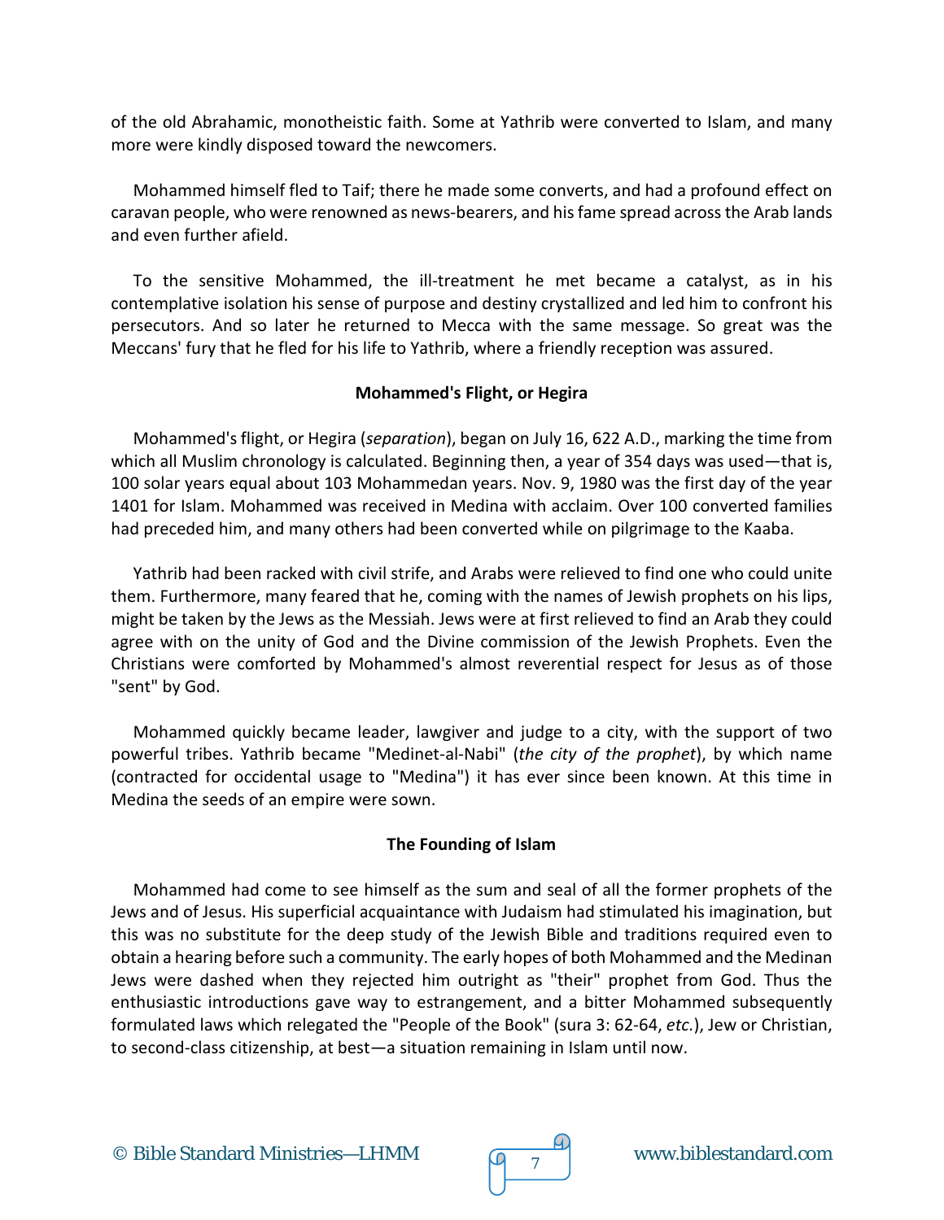of the old Abrahamic, monotheistic faith. Some at Yathrib were converted to Islam, and many more were kindly disposed toward the newcomers.

Mohammed himself fled to Taif; there he made some converts, and had a profound effect on caravan people, who were renowned as news-bearers, and his fame spread across the Arab lands and even further afield.

To the sensitive Mohammed, the ill-treatment he met became a catalyst, as in his contemplative isolation his sense of purpose and destiny crystallized and led him to confront his persecutors. And so later he returned to Mecca with the same message. So great was the Meccans' fury that he fled for his life to Yathrib, where a friendly reception was assured.

### Mohammed's Flight, or Hegira

Mohammed's flight, or Hegira (*separation*), began on July 16, 622 A.D., marking the time from which all Muslim chronology is calculated. Beginning then, a year of 354 days was used—that is, 100 solar years equal about 103 Mohammedan years. Nov. 9, 1980 was the first day of the year 1401 for Islam. Mohammed was received in Medina with acclaim. Over 100 converted families had preceded him, and many others had been converted while on pilgrimage to the Kaaba.

Yathrib had been racked with civil strife, and Arabs were relieved to find one who could unite them. Furthermore, many feared that he, coming with the names of Jewish prophets on his lips, might be taken by the Jews as the Messiah. Jews were at first relieved to find an Arab they could agree with on the unity of God and the Divine commission of the Jewish Prophets. Even the Christians were comforted by Mohammed's almost reverential respect for Jesus as of those "sent" by God.

Mohammed quickly became leader, lawgiver and judge to a city, with the support of two powerful tribes. Yathrib became "Medinet-al-Nabi" (*the city of the prophet*), by which name (contracted for occidental usage to "Medina") it has ever since been known. At this time in Medina the seeds of an empire were sown.

### The Founding of Islam

Mohammed had come to see himself as the sum and seal of all the former prophets of the Jews and of Jesus. His superficial acquaintance with Judaism had stimulated his imagination, but this was no substitute for the deep study of the Jewish Bible and traditions required even to obtain a hearing before such a community. The early hopes of both Mohammed and the Medinan Jews were dashed when they rejected him outright as "their" prophet from God. Thus the enthusiastic introductions gave way to estrangement, and a bitter Mohammed subsequently formulated laws which relegated the "People of the Book" (sura 3: 62-64, *etc.*), Jew or Christian, to second-class citizenship, at best—a situation remaining in Islam until now.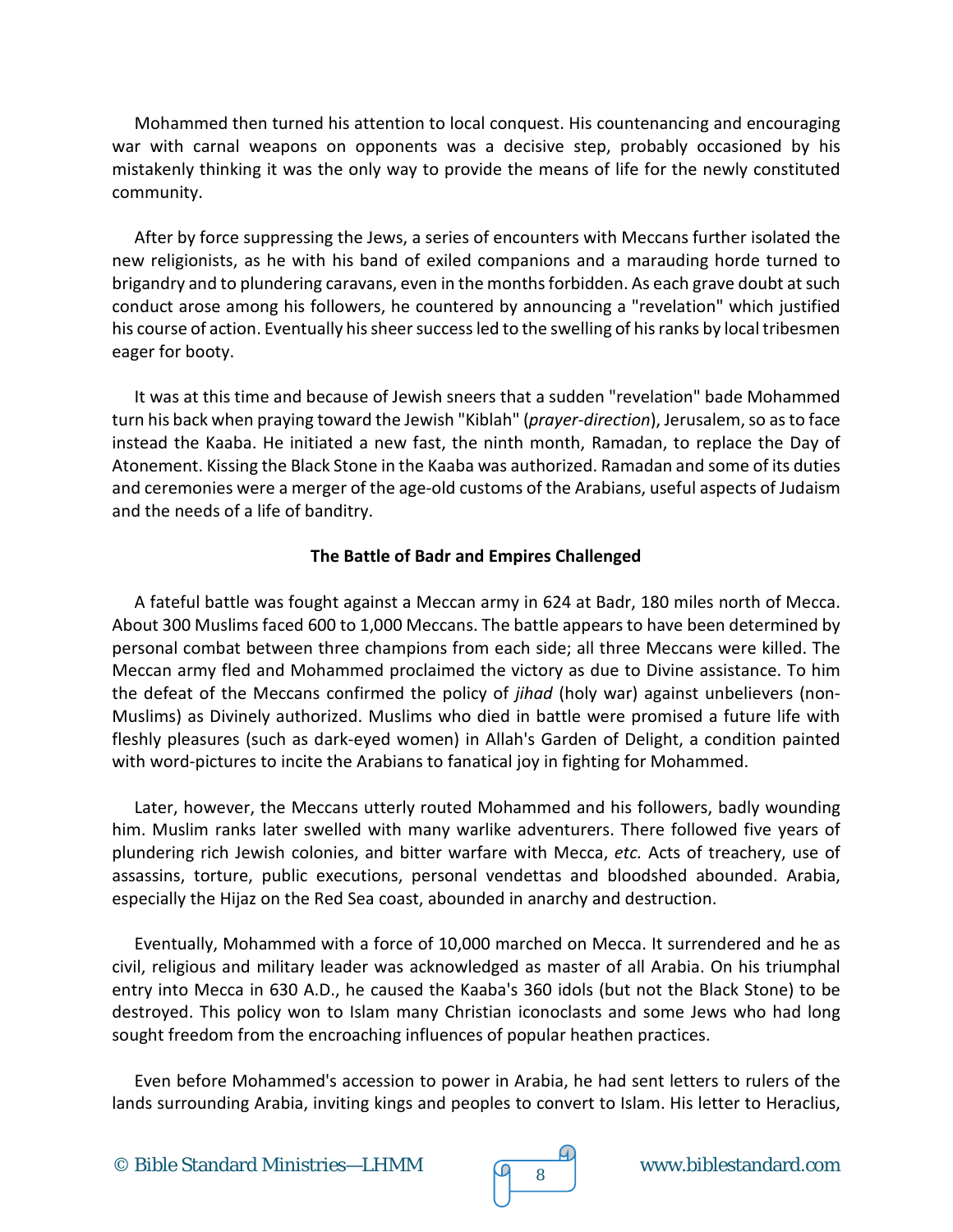Mohammed then turned his attention to local conquest. His countenancing and encouraging war with carnal weapons on opponents was a decisive step, probably occasioned by his mistakenly thinking it was the only way to provide the means of life for the newly constituted community.

After by force suppressing the Jews, a series of encounters with Meccans further isolated the new religionists, as he with his band of exiled companions and a marauding horde turned to brigandry and to plundering caravans, even in the months forbidden. As each grave doubt at such conduct arose among his followers, he countered by announcing a "revelation" which justified his course of action. Eventually his sheer success led to the swelling of his ranks by local tribesmen eager for booty.

It was at this time and because of Jewish sneers that a sudden "revelation" bade Mohammed turn his back when praying toward the Jewish "Kiblah" (*prayer-direction*), Jerusalem, so as to face instead the Kaaba. He initiated a new fast, the ninth month, Ramadan, to replace the Day of Atonement. Kissing the Black Stone in the Kaaba was authorized. Ramadan and some of its duties and ceremonies were a merger of the age-old customs of the Arabians, useful aspects of Judaism and the needs of a life of banditry.

### The Battle of Badr and Empires Challenged

A fateful battle was fought against a Meccan army in 624 at Badr, 180 miles north of Mecca. About 300 Muslims faced 600 to 1,000 Meccans. The battle appears to have been determined by personal combat between three champions from each side; all three Meccans were killed. The Meccan army fled and Mohammed proclaimed the victory as due to Divine assistance. To him the defeat of the Meccans confirmed the policy of *jihad* (holy war) against unbelievers (non-Muslims) as Divinely authorized. Muslims who died in battle were promised a future life with fleshly pleasures (such as dark-eyed women) in Allah's Garden of Delight, a condition painted with word-pictures to incite the Arabians to fanatical joy in fighting for Mohammed.

Later, however, the Meccans utterly routed Mohammed and his followers, badly wounding him. Muslim ranks later swelled with many warlike adventurers. There followed five years of plundering rich Jewish colonies, and bitter warfare with Mecca, *etc.* Acts of treachery, use of assassins, torture, public executions, personal vendettas and bloodshed abounded. Arabia, especially the Hijaz on the Red Sea coast, abounded in anarchy and destruction.

Eventually, Mohammed with a force of 10,000 marched on Mecca. It surrendered and he as civil, religious and military leader was acknowledged as master of all Arabia. On his triumphal entry into Mecca in 630 A.D., he caused the Kaaba's 360 idols (but not the Black Stone) to be destroyed. This policy won to Islam many Christian iconoclasts and some Jews who had long sought freedom from the encroaching influences of popular heathen practices.

Even before Mohammed's accession to power in Arabia, he had sent letters to rulers of the lands surrounding Arabia, inviting kings and peoples to convert to Islam. His letter to Heraclius,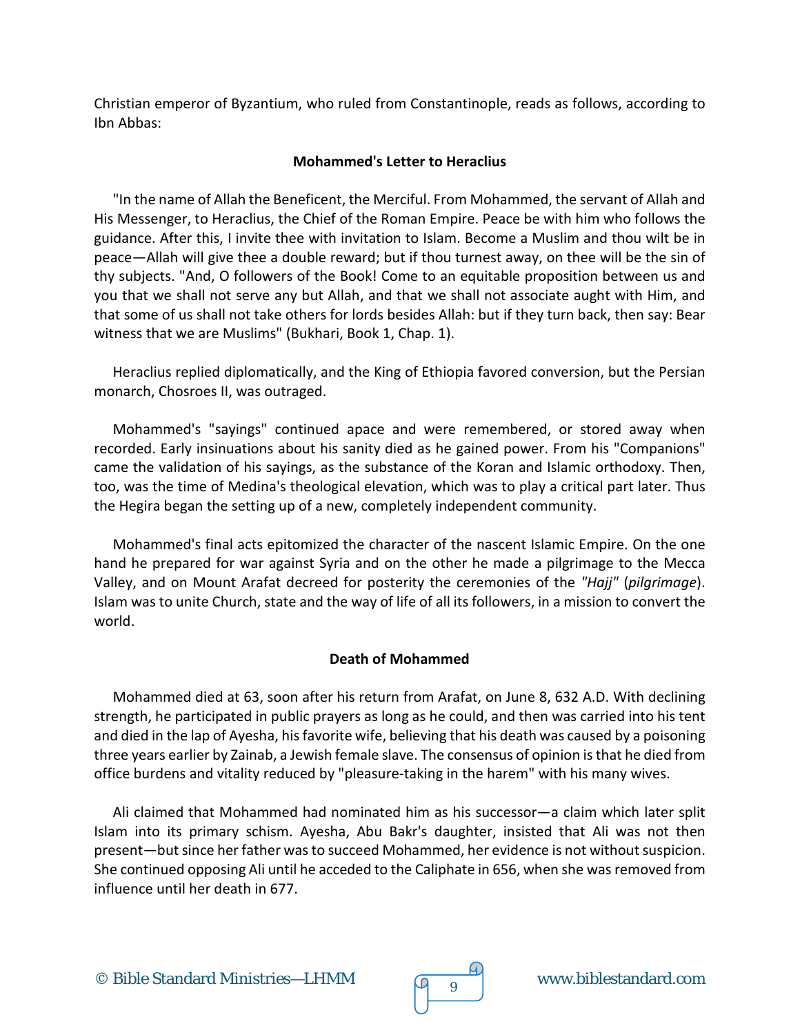Christian emperor of Byzantium, who ruled from Constantinople, reads as follows, according to Ibn Abbas:

**Mohammed's Letter to Heraclius**

"In the name of Allah the Beneficent, the Merciful. From Mohammed, the servant of Allah and His Messenger, to Heraclius, the Chief of the Roman Empire. Peace be with him who follows the guidance. After this, I invite thee with invitation to Islam. Become a Muslim and thou wilt be in peace—Allah will give thee a double reward; but if thou turnest away, on thee will be the sin of thy subjects. "And, O followers of the Book! Come to an equitable proposition between us and you that we shall not serve any but Allah, and that we shall not associate aught with Him, and that some of us shall not take others for lords besides Allah: but if they turn back, then say: Bear witness that we are Muslims" (Bukhari, Book 1, Chap. 1).

Heraclius replied diplomatically, and the King of Ethiopia favored conversion, but the Persian monarch, Chosroes II, was outraged.

Mohammed's "sayings" continued apace and were remembered, or stored away when recorded. Early insinuations about his sanity died as he gained power. From his "Companions" came the validation of his sayings, as the substance of the Koran and Islamic orthodoxy. Then, too, was the time of Medina's theological elevation, which was to play a critical part later. Thus the Hegira began the setting up of a new, completely independent community.

Mohammed's final acts epitomized the character of the nascent Islamic Empire. On the one hand he prepared for war against Syria and on the other he made a pilgrimage to the Mecca Valley, and on Mount Arafat decreed for posterity the ceremonies of the *"Hajj"* (*pilgrimage*). Islam was to unite Church, state and the way of life of all its followers, in a mission to convert the world.

**Death of Mohammed**

Mohammed died at 63, soon after his return from Arafat, on June 8, 632 A.D. With declining strength, he participated in public prayers as long as he could, and then was carried into his tent and died in the lap of Ayesha, his favorite wife, believing that his death was caused by a poisoning three years earlier by Zainab, a Jewish female slave. The consensus of opinion is that he died from office burdens and vitality reduced by "pleasure-taking in the harem" with his many wives.

Ali claimed that Mohammed had nominated him as his successor—a claim which later split Islam into its primary schism. Ayesha, Abu Bakr's daughter, insisted that Ali was not then present—but since her father was to succeed Mohammed, her evidence is not without suspicion. She continued opposing Ali until he acceded to the Caliphate in 656, when she was removed from influence until her death in 677.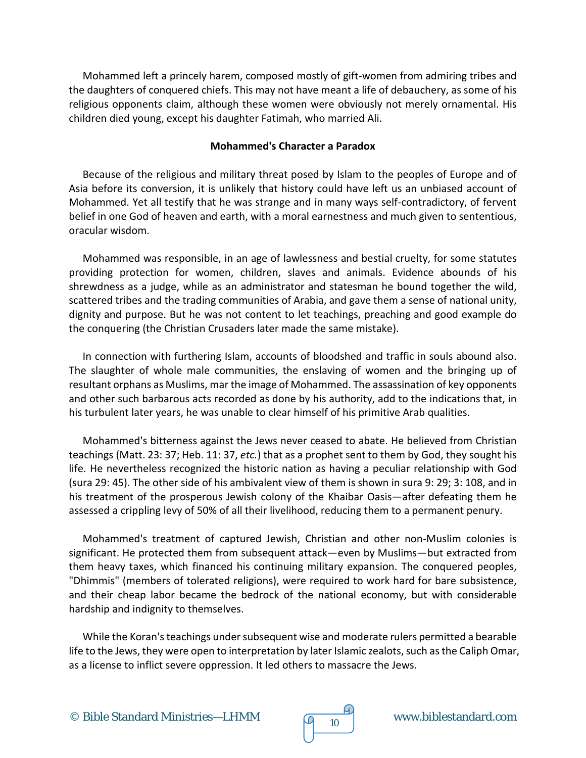Mohammed left a princely harem, composed mostly of gift-women from admiring tribes and the daughters of conquered chiefs. This may not have meant a life of debauchery, as some of his religious opponents claim, although these women were obviously not merely ornamental. His children died young, except his daughter Fatimah, who married Ali.

**Mohammed's Character a Paradox**

Because of the religious and military threat posed by Islam to the peoples of Europe and of Asia before its conversion, it is unlikely that history could have left us an unbiased account of Mohammed. Yet all testify that he was strange and in many ways self-contradictory, of fervent belief in one God of heaven and earth, with a moral earnestness and much given to sententious, oracular wisdom.

Mohammed was responsible, in an age of lawlessness and bestial cruelty, for some statutes providing protection for women, children, slaves and animals. Evidence abounds of his shrewdness as a judge, while as an administrator and statesman he bound together the wild, scattered tribes and the trading communities of Arabia, and gave them a sense of national unity, dignity and purpose. But he was not content to let teachings, preaching and good example do the conquering (the Christian Crusaders later made the same mistake).

In connection with furthering Islam, accounts of bloodshed and traffic in souls abound also. The slaughter of whole male communities, the enslaving of women and the bringing up of resultant orphans as Muslims, mar the image of Mohammed. The assassination of key opponents and other such barbarous acts recorded as done by his authority, add to the indications that, in his turbulent later years, he was unable to clear himself of his primitive Arab qualities.

Mohammed's bitterness against the Jews never ceased to abate. He believed from Christian teachings (Matt. 23: 37; Heb. 11: 37, *etc.*) that as a prophet sent to them by God, they sought his life. He nevertheless recognized the historic nation as having a peculiar relationship with God (sura 29: 45). The other side of his ambivalent view of them is shown in sura 9: 29; 3: 108, and in his treatment of the prosperous Jewish colony of the Khaibar Oasis—after defeating them he assessed a crippling levy of 50% of all their livelihood, reducing them to a permanent penury.

Mohammed's treatment of captured Jewish, Christian and other non-Muslim colonies is significant. He protected them from subsequent attack—even by Muslims—but extracted from them heavy taxes, which financed his continuing military expansion. The conquered peoples, "Dhimmis" (members of tolerated religions), were required to work hard for bare subsistence, and their cheap labor became the bedrock of the national economy, but with considerable hardship and indignity to themselves.

While the Koran's teachings under subsequent wise and moderate rulers permitted a bearable life to the Jews, they were open to interpretation by later Islamic zealots, such as the Caliph Omar, as a license to inflict severe oppression. It led others to massacre the Jews.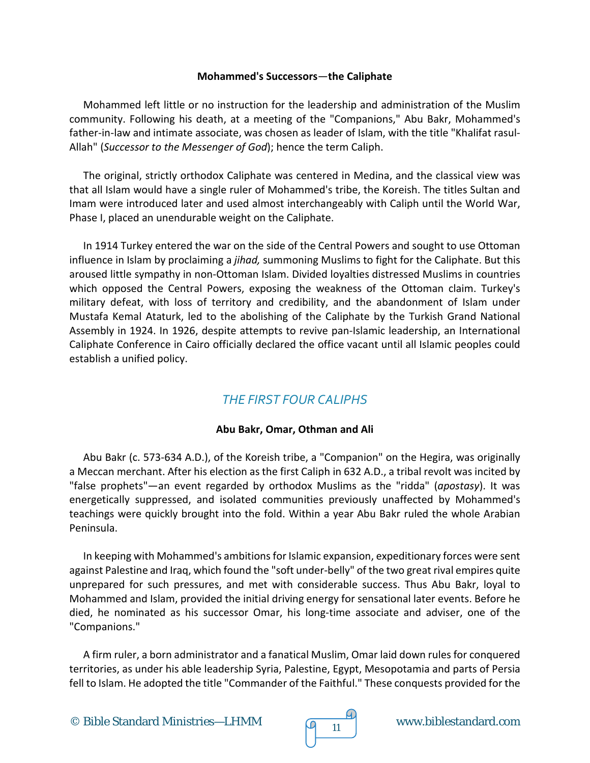**Mohammed's Successors—the Caliphate**

Mohammed left little or no instruction for the leadership and administration of the Muslim community. Following his death, at a meeting of the "Companions," Abu Bakr, Mohammed's father-in-law and intimate associate, was chosen as leader of Islam, with the title "Khalifat rasul-Allah" (*Successor to the Messenger of God*); hence the term Caliph.

The original, strictly orthodox Caliphate was centered in Medina, and the classical view was that all Islam would have a single ruler of Mohammed's tribe, the Koreish. The titles Sultan and Imam were introduced later and used almost interchangeably with Caliph until the World War, Phase I, placed an unendurable weight on the Caliphate.

In 1914 Turkey entered the war on the side of the Central Powers and sought to use Ottoman influence in Islam by proclaiming a *jihad,* summoning Muslims to fight for the Caliphate. But this aroused little sympathy in non-Ottoman Islam. Divided loyalties distressed Muslims in countries which opposed the Central Powers, exposing the weakness of the Ottoman claim. Turkey's military defeat, with loss of territory and credibility, and the abandonment of Islam under Mustafa Kemal Ataturk, led to the abolishing of the Caliphate by the Turkish Grand National Assembly in 1924. In 1926, despite attempts to revive pan-Islamic leadership, an International Caliphate Conference in Cairo officially declared the office vacant until all Islamic peoples could establish a unified policy.

## *THE FIRST FOUR CALIPHS*

**Abu Bakr, Omar, Othman and Ali**

Abu Bakr (c. 573-634 A.D.), of the Koreish tribe, a "Companion" on the Hegira, was originally a Meccan merchant. After his election as the first Caliph in 632 A.D., a tribal revolt was incited by "false prophets"—an event regarded by orthodox Muslims as the "ridda" (*apostasy*). It was energetically suppressed, and isolated communities previously unaffected by Mohammed's teachings were quickly brought into the fold. Within a year Abu Bakr ruled the whole Arabian Peninsula.

In keeping with Mohammed's ambitions for Islamic expansion, expeditionary forces were sent against Palestine and Iraq, which found the "soft under-belly" of the two great rival empires quite unprepared for such pressures, and met with considerable success. Thus Abu Bakr, loyal to Mohammed and Islam, provided the initial driving energy for sensational later events. Before he died, he nominated as his successor Omar, his long-time associate and adviser, one of the "Companions."

A firm ruler, a born administrator and a fanatical Muslim, Omar laid down rules for conquered territories, as under his able leadership Syria, Palestine, Egypt, Mesopotamia and parts of Persia fell to Islam. He adopted the title "Commander of the Faithful." These conquests provided for the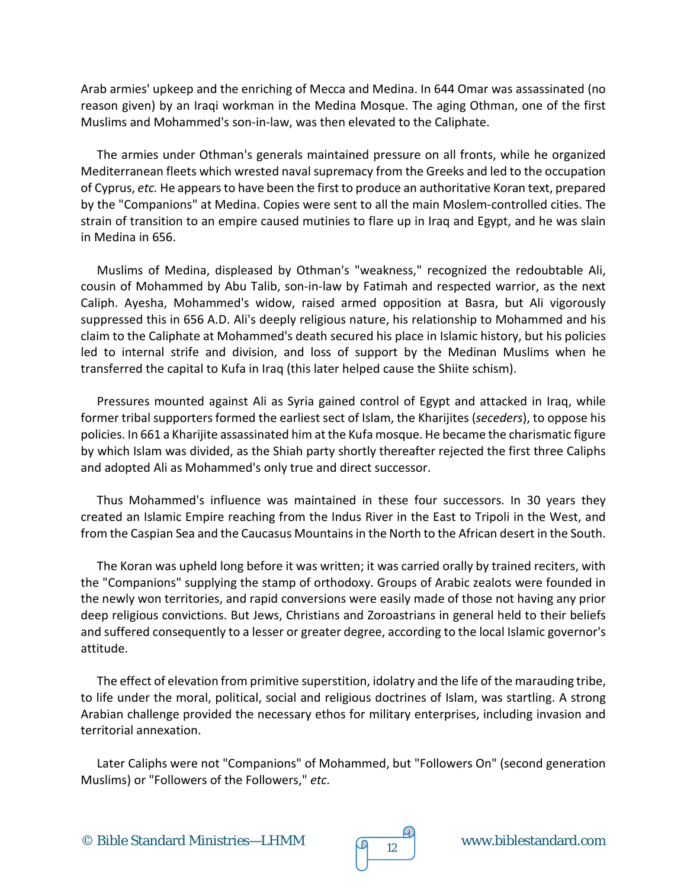Arab armies' upkeep and the enriching of Mecca and Medina. In 644 Omar was assassinated (no reason given) by an Iraqi workman in the Medina Mosque. The aging Othman, one of the first Muslims and Mohammed's son-in-law, was then elevated to the Caliphate.

The armies under Othman's generals maintained pressure on all fronts, while he organized Mediterranean fleets which wrested naval supremacy from the Greeks and led to the occupation of Cyprus, *etc.* He appears to have been the first to produce an authoritative Koran text, prepared by the "Companions" at Medina. Copies were sent to all the main Moslem-controlled cities. The strain of transition to an empire caused mutinies to flare up in Iraq and Egypt, and he was slain in Medina in 656.

Muslims of Medina, displeased by Othman's "weakness," recognized the redoubtable Ali, cousin of Mohammed by Abu Talib, son-in-law by Fatimah and respected warrior, as the next Caliph. Ayesha, Mohammed's widow, raised armed opposition at Basra, but Ali vigorously suppressed this in 656 A.D. Ali's deeply religious nature, his relationship to Mohammed and his claim to the Caliphate at Mohammed's death secured his place in Islamic history, but his policies led to internal strife and division, and loss of support by the Medinan Muslims when he transferred the capital to Kufa in Iraq (this later helped cause the Shiite schism).

Pressures mounted against Ali as Syria gained control of Egypt and attacked in Iraq, while former tribal supporters formed the earliest sect of Islam, the Kharijites (*seceders*), to oppose his policies. In 661 a Kharijite assassinated him at the Kufa mosque. He became the charismatic figure by which Islam was divided, as the Shiah party shortly thereafter rejected the first three Caliphs and adopted Ali as Mohammed's only true and direct successor.

Thus Mohammed's influence was maintained in these four successors. In 30 years they created an Islamic Empire reaching from the Indus River in the East to Tripoli in the West, and from the Caspian Sea and the Caucasus Mountains in the North to the African desert in the South.

The Koran was upheld long before it was written; it was carried orally by trained reciters, with the "Companions" supplying the stamp of orthodoxy. Groups of Arabic zealots were founded in the newly won territories, and rapid conversions were easily made of those not having any prior deep religious convictions. But Jews, Christians and Zoroastrians in general held to their beliefs and suffered consequently to a lesser or greater degree, according to the local Islamic governor's attitude.

The effect of elevation from primitive superstition, idolatry and the life of the marauding tribe, to life under the moral, political, social and religious doctrines of Islam, was startling. A strong Arabian challenge provided the necessary ethos for military enterprises, including invasion and territorial annexation.

Later Caliphs were not "Companions" of Mohammed, but "Followers On" (second generation Muslims) or "Followers of the Followers," *etc.*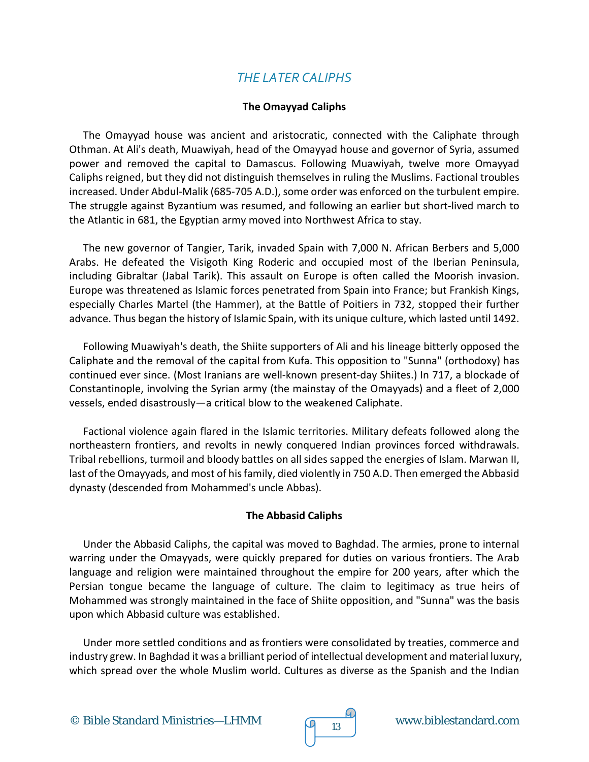## THE LATER CALIPHS

### The Omayyad Caliphs

The Omayyad house was ancient and aristocratic, connected with the Caliphate through Othman. At Ali's death, Muawiyah, head of the Omayyad house and governor of Syria, assumed power and removed the capital to Damascus. Following Muawiyah, twelve more Omayyad Caliphs reigned, but they did not distinguish themselves in ruling the Muslims. Factional troubles increased. Under Abdul-Malik (685-705 A.D.), some order was enforced on the turbulent empire. The struggle against Byzantium was resumed, and following an earlier but short-lived march to the Atlantic in 681, the Egyptian army moved into Northwest Africa to stay.

The new governor of Tangier, Tarik, invaded Spain with 7,000 N. African Berbers and 5,000 Arabs. He defeated the Visigoth King Roderic and occupied most of the Iberian Peninsula, including Gibraltar (Jabal Tarik). This assault on Europe is often called the Moorish invasion. Europe was threatened as Islamic forces penetrated from Spain into France; but Frankish Kings, especially Charles Martel (the Hammer), at the Battle of Poitiers in 732, stopped their further advance. Thus began the history of Islamic Spain, with its unique culture, which lasted until 1492.

Following Muawiyah's death, the Shiite supporters of Ali and his lineage bitterly opposed the Caliphate and the removal of the capital from Kufa. This opposition to "Sunna" (orthodoxy) has continued ever since. (Most Iranians are well-known present-day Shiites.) In 717, a blockade of Constantinople, involving the Syrian army (the mainstay of the Omayyads) and a fleet of 2,000 vessels, ended disastrously—a critical blow to the weakened Caliphate.

Factional violence again flared in the Islamic territories. Military defeats followed along the northeastern frontiers, and revolts in newly conquered Indian provinces forced withdrawals. Tribal rebellions, turmoil and bloody battles on all sides sapped the energies of Islam. Marwan II, last of the Omayyads, and most of his family, died violently in 750 A.D. Then emerged the Abbasid dynasty (descended from Mohammed's uncle Abbas).

### The Abbasid Caliphs

Under the Abbasid Caliphs, the capital was moved to Baghdad. The armies, prone to internal warring under the Omayyads, were quickly prepared for duties on various frontiers. The Arab language and religion were maintained throughout the empire for 200 years, after which the Persian tongue became the language of culture. The claim to legitimacy as true heirs of Mohammed was strongly maintained in the face of Shiite opposition, and "Sunna" was the basis upon which Abbasid culture was established.

Under more settled conditions and as frontiers were consolidated by treaties, commerce and industry grew. In Baghdad it was a brilliant period of intellectual development and material luxury, which spread over the whole Muslim world. Cultures as diverse as the Spanish and the Indian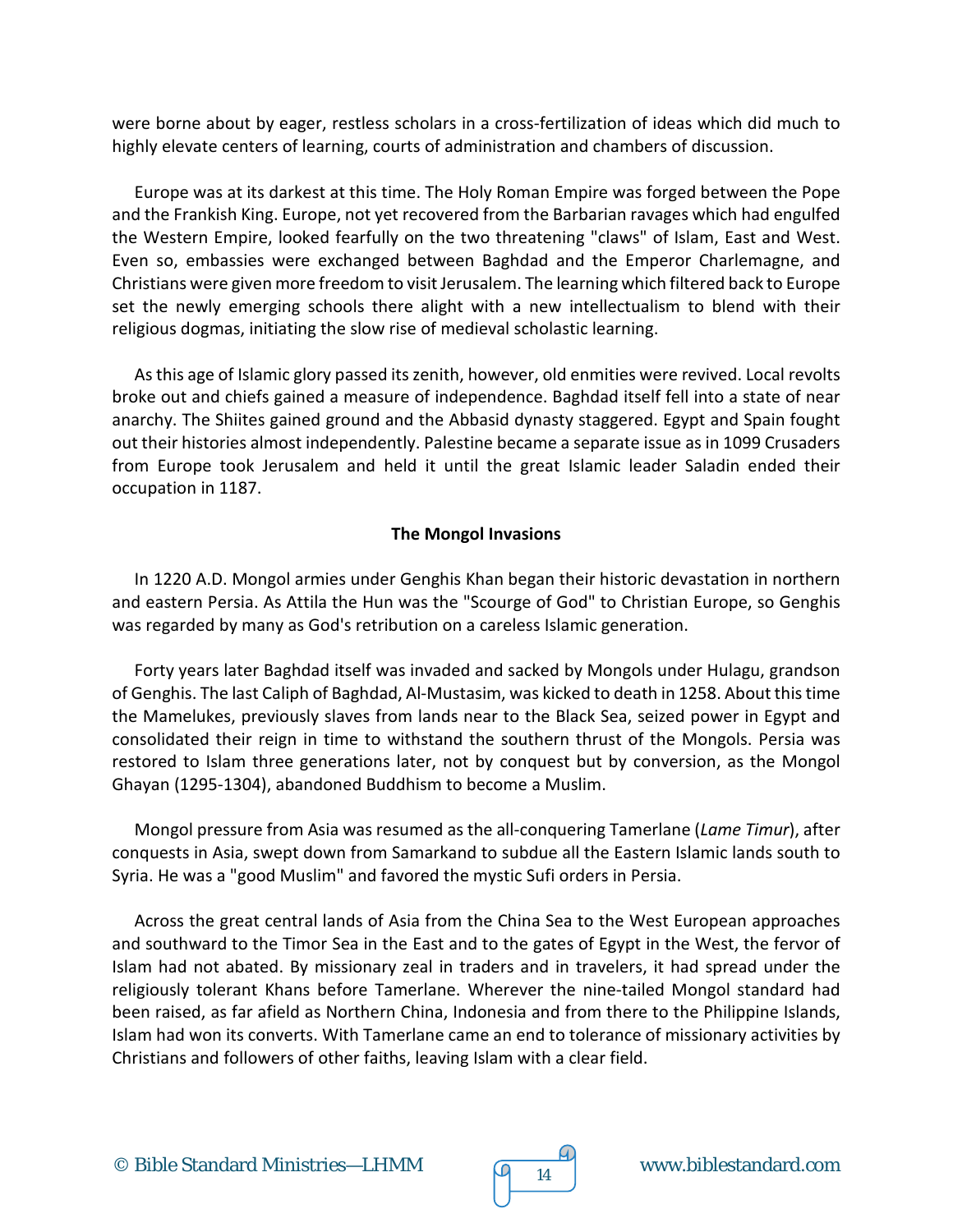were borne about by eager, restless scholars in a cross-fertilization of ideas which did much to highly elevate centers of learning, courts of administration and chambers of discussion.

Europe was at its darkest at this time. The Holy Roman Empire was forged between the Pope and the Frankish King. Europe, not yet recovered from the Barbarian ravages which had engulfed the Western Empire, looked fearfully on the two threatening "claws" of Islam, East and West. Even so, embassies were exchanged between Baghdad and the Emperor Charlemagne, and Christians were given more freedom to visit Jerusalem. The learning which filtered back to Europe set the newly emerging schools there alight with a new intellectualism to blend with their religious dogmas, initiating the slow rise of medieval scholastic learning.

As this age of Islamic glory passed its zenith, however, old enmities were revived. Local revolts broke out and chiefs gained a measure of independence. Baghdad itself fell into a state of near anarchy. The Shiites gained ground and the Abbasid dynasty staggered. Egypt and Spain fought out their histories almost independently. Palestine became a separate issue as in 1099 Crusaders from Europe took Jerusalem and held it until the great Islamic leader Saladin ended their occupation in 1187.

**The Mongol Invasions**

In 1220 A.D. Mongol armies under Genghis Khan began their historic devastation in northern and eastern Persia. As Attila the Hun was the "Scourge of God" to Christian Europe, so Genghis was regarded by many as God's retribution on a careless Islamic generation.

Forty years later Baghdad itself was invaded and sacked by Mongols under Hulagu, grandson of Genghis. The last Caliph of Baghdad, Al-Mustasim, was kicked to death in 1258. About this time the Mamelukes, previously slaves from lands near to the Black Sea, seized power in Egypt and consolidated their reign in time to withstand the southern thrust of the Mongols. Persia was restored to Islam three generations later, not by conquest but by conversion, as the Mongol Ghayan (1295-1304), abandoned Buddhism to become a Muslim.

Mongol pressure from Asia was resumed as the all-conquering Tamerlane (*Lame Timur*), after conquests in Asia, swept down from Samarkand to subdue all the Eastern Islamic lands south to Syria. He was a "good Muslim" and favored the mystic Sufi orders in Persia.

Across the great central lands of Asia from the China Sea to the West European approaches and southward to the Timor Sea in the East and to the gates of Egypt in the West, the fervor of Islam had not abated. By missionary zeal in traders and in travelers, it had spread under the religiously tolerant Khans before Tamerlane. Wherever the nine-tailed Mongol standard had been raised, as far afield as Northern China, Indonesia and from there to the Philippine Islands, Islam had won its converts. With Tamerlane came an end to tolerance of missionary activities by Christians and followers of other faiths, leaving Islam with a clear field.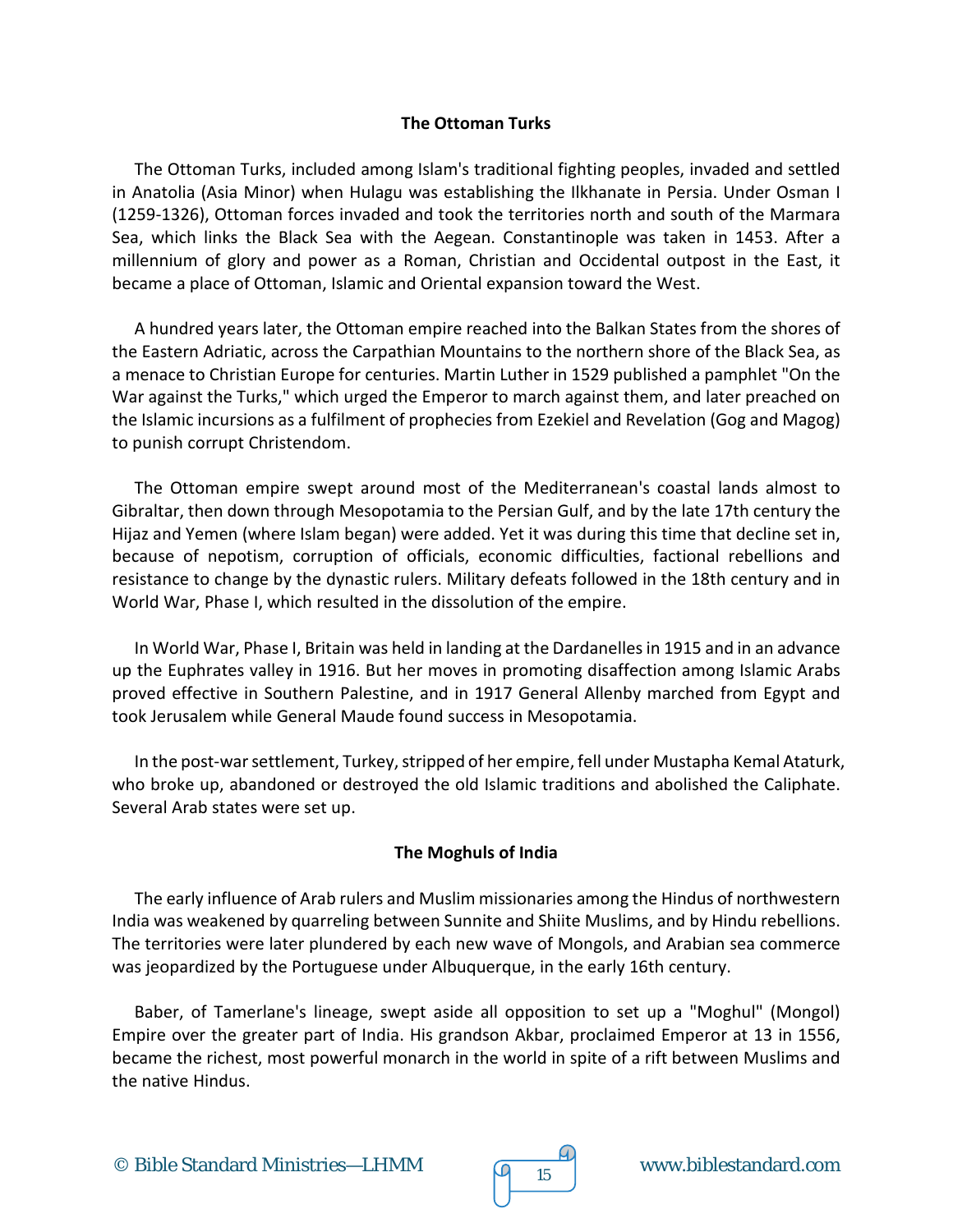### The Ottoman Turks

The Ottoman Turks, included among Islam's traditional fighting peoples, invaded and settled in Anatolia (Asia Minor) when Hulagu was establishing the Ilkhanate in Persia. Under Osman I (1259-1326), Ottoman forces invaded and took the territories north and south of the Marmara Sea, which links the Black Sea with the Aegean. Constantinople was taken in 1453. After a millennium of glory and power as a Roman, Christian and Occidental outpost in the East, it became a place of Ottoman, Islamic and Oriental expansion toward the West.

A hundred years later, the Ottoman empire reached into the Balkan States from the shores of the Eastern Adriatic, across the Carpathian Mountains to the northern shore of the Black Sea, as a menace to Christian Europe for centuries. Martin Luther in 1529 published a pamphlet "On the War against the Turks," which urged the Emperor to march against them, and later preached on the Islamic incursions as a fulfilment of prophecies from Ezekiel and Revelation (Gog and Magog) to punish corrupt Christendom.

The Ottoman empire swept around most of the Mediterranean's coastal lands almost to Gibraltar, then down through Mesopotamia to the Persian Gulf, and by the late 17th century the Hijaz and Yemen (where Islam began) were added. Yet it was during this time that decline set in, because of nepotism, corruption of officials, economic difficulties, factional rebellions and resistance to change by the dynastic rulers. Military defeats followed in the 18th century and in World War, Phase I, which resulted in the dissolution of the empire.

In World War, Phase I, Britain was held in landing at the Dardanelles in 1915 and in an advance up the Euphrates valley in 1916. But her moves in promoting disaffection among Islamic Arabs proved effective in Southern Palestine, and in 1917 General Allenby marched from Egypt and took Jerusalem while General Maude found success in Mesopotamia.

In the post-war settlement, Turkey, stripped of her empire, fell under Mustapha Kemal Ataturk, who broke up, abandoned or destroyed the old Islamic traditions and abolished the Caliphate. Several Arab states were set up.

### The Moghuls of India

The early influence of Arab rulers and Muslim missionaries among the Hindus of northwestern India was weakened by quarreling between Sunnite and Shiite Muslims, and by Hindu rebellions. The territories were later plundered by each new wave of Mongols, and Arabian sea commerce was jeopardized by the Portuguese under Albuquerque, in the early 16th century.

Baber, of Tamerlane's lineage, swept aside all opposition to set up a "Moghul" (Mongol) Empire over the greater part of India. His grandson Akbar, proclaimed Emperor at 13 in 1556, became the richest, most powerful monarch in the world in spite of a rift between Muslims and the native Hindus.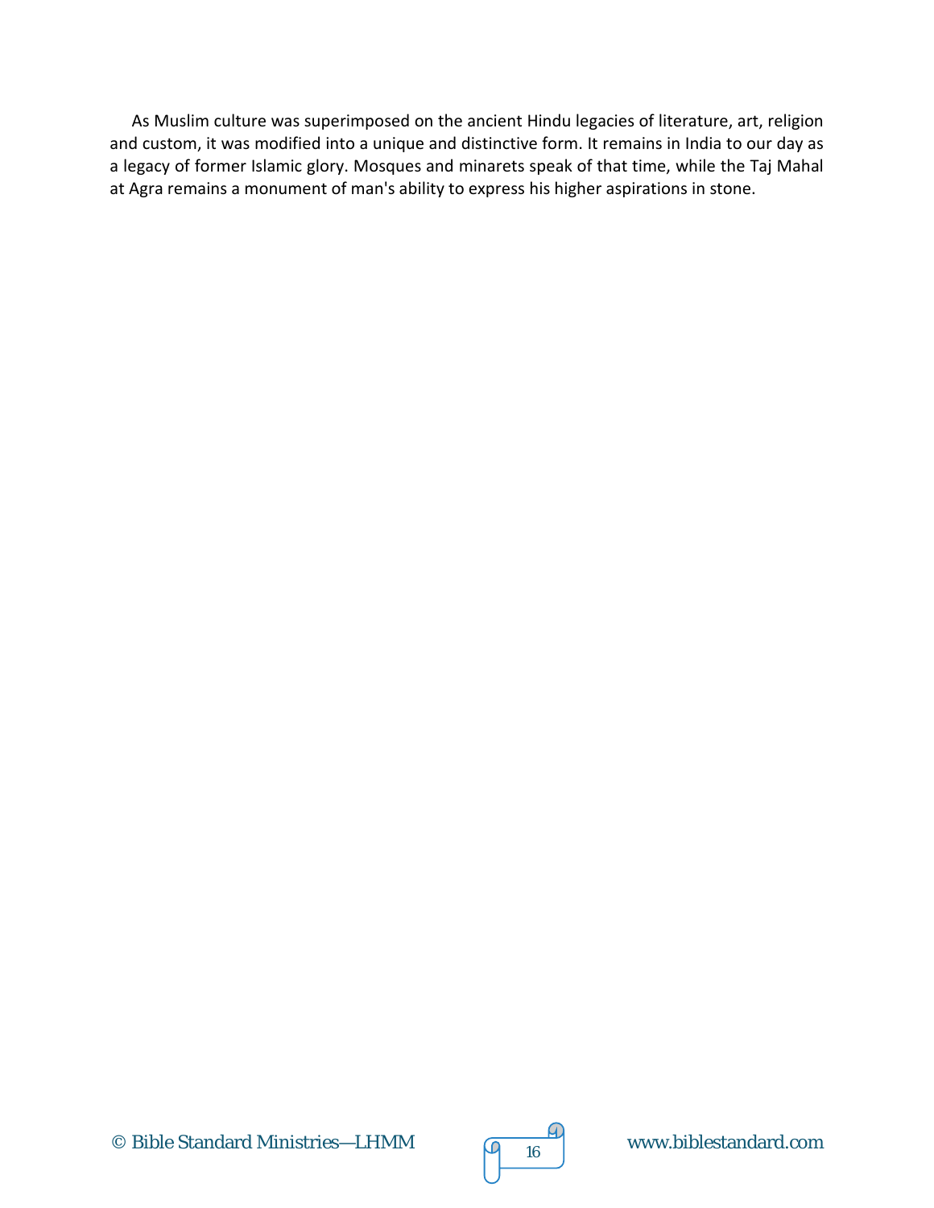As Muslim culture was superimposed on the ancient Hindu legacies of literature, art, religion and custom, it was modified into a unique and distinctive form. It remains in India to our day as a legacy of former Islamic glory. Mosques and minarets speak of that time, while the Taj Mahal at Agra remains a monument of man's ability to express his higher aspirations in stone.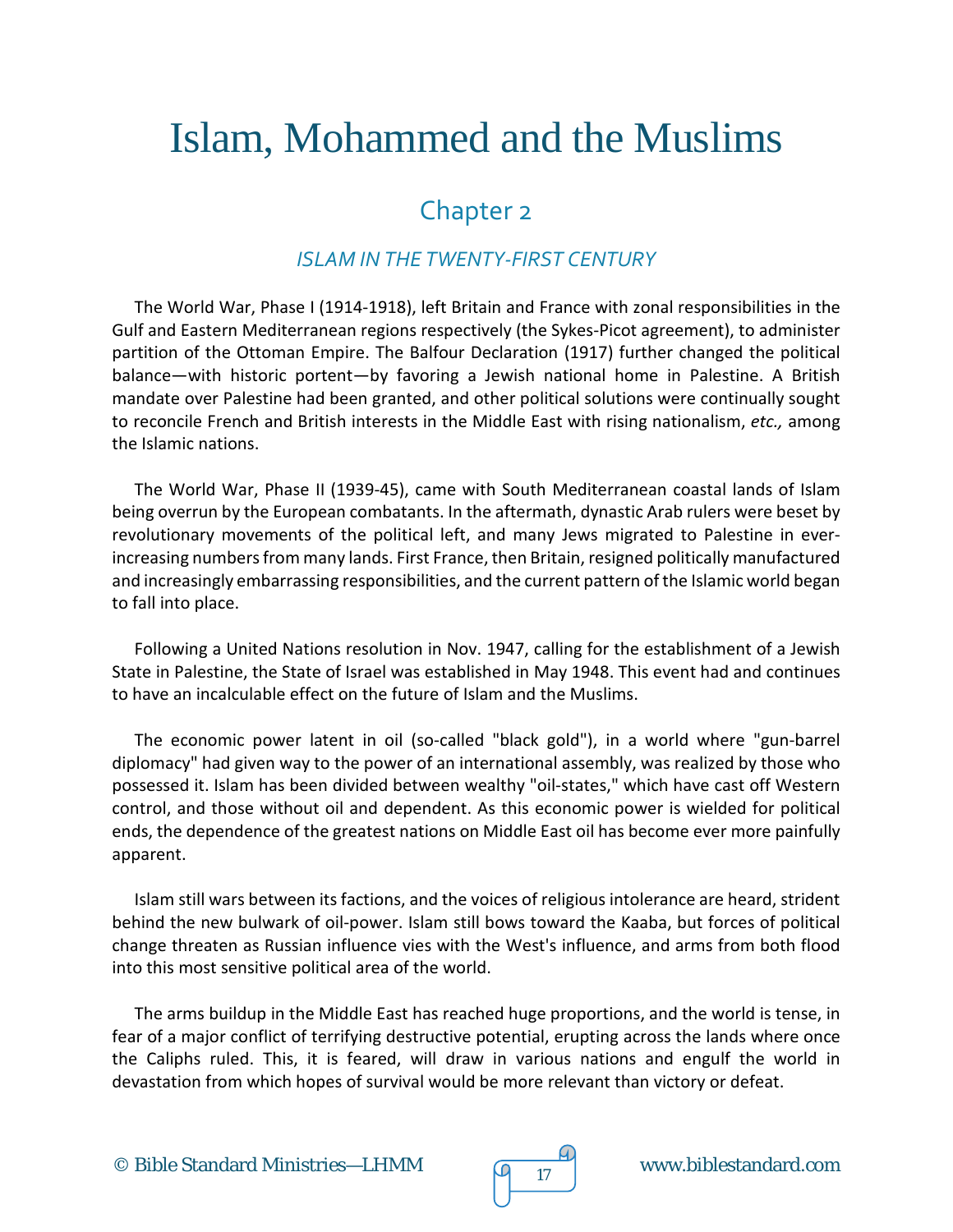# Islam, Mohammed and the Muslims

## Chapter 2

### *ISLAM IN THE TWENTY-FIRST CENTURY*

The World War, Phase I (1914-1918), left Britain and France with zonal responsibilities in the Gulf and Eastern Mediterranean regions respectively (the Sykes-Picot agreement), to administer partition of the Ottoman Empire. The Balfour Declaration (1917) further changed the political balance—with historic portent—by favoring a Jewish national home in Palestine. A British mandate over Palestine had been granted, and other political solutions were continually sought to reconcile French and British interests in the Middle East with rising nationalism, *etc.,* among the Islamic nations.

The World War, Phase II (1939-45), came with South Mediterranean coastal lands of Islam being overrun by the European combatants. In the aftermath, dynastic Arab rulers were beset by revolutionary movements of the political left, and many Jews migrated to Palestine in ever-increasing numbers from many lands. First France, then Britain, resigned politically manufactured and increasingly embarrassing responsibilities, and the current pattern of the Islamic world began to fall into place.

Following a United Nations resolution in Nov. 1947, calling for the establishment of a Jewish State in Palestine, the State of Israel was established in May 1948. This event had and continues to have an incalculable effect on the future of Islam and the Muslims.

The economic power latent in oil (so-called "black gold"), in a world where "gun-barrel diplomacy" had given way to the power of an international assembly, was realized by those who possessed it. Islam has been divided between wealthy "oil-states," which have cast off Western control, and those without oil and dependent. As this economic power is wielded for political ends, the dependence of the greatest nations on Middle East oil has become ever more painfully apparent.

Islam still wars between its factions, and the voices of religious intolerance are heard, strident behind the new bulwark of oil-power. Islam still bows toward the Kaaba, but forces of political change threaten as Russian influence vies with the West's influence, and arms from both flood into this most sensitive political area of the world.

The arms buildup in the Middle East has reached huge proportions, and the world is tense, in fear of a major conflict of terrifying destructive potential, erupting across the lands where once the Caliphs ruled. This, it is feared, will draw in various nations and engulf the world in devastation from which hopes of survival would be more relevant than victory or defeat.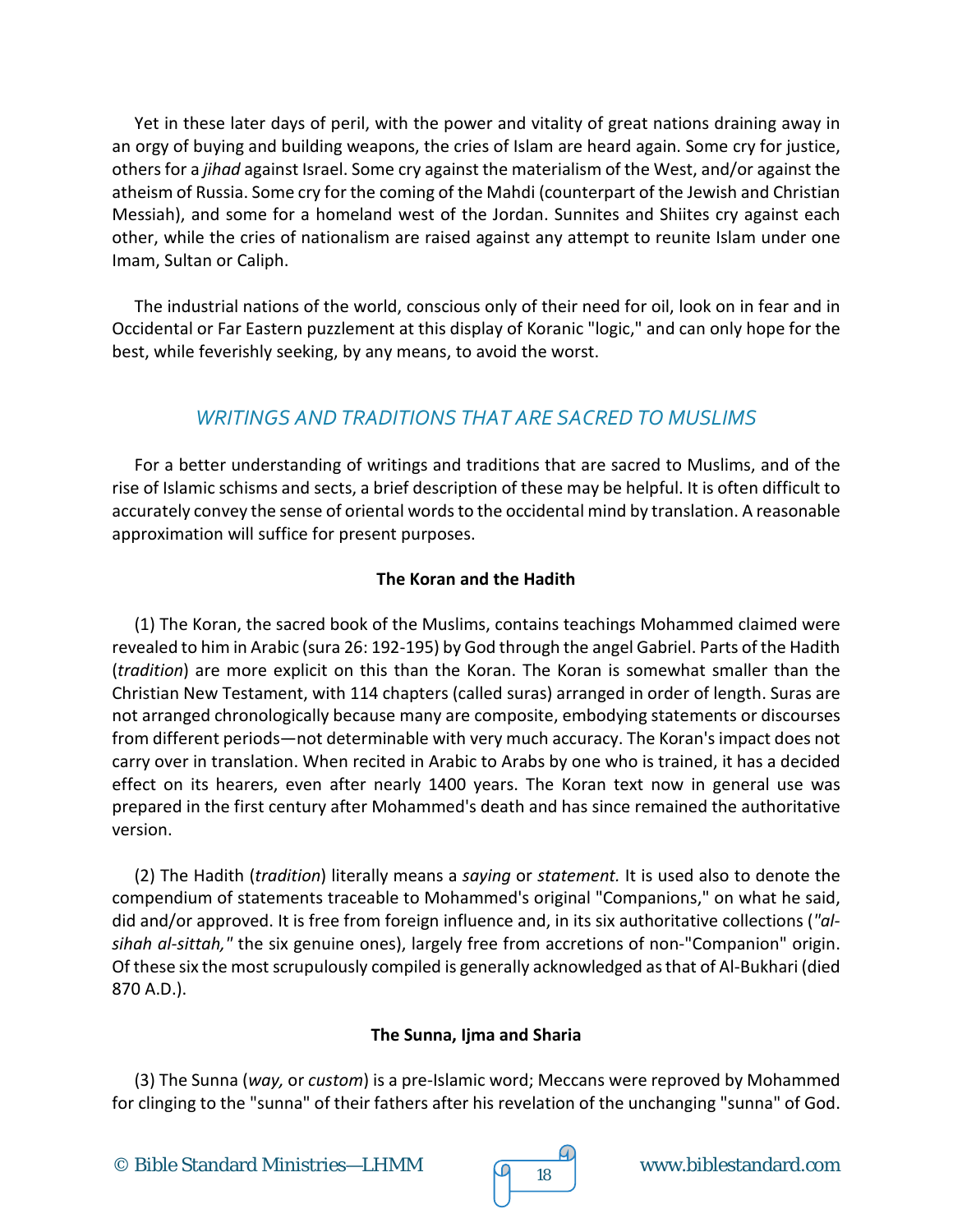Yet in these later days of peril, with the power and vitality of great nations draining away in an orgy of buying and building weapons, the cries of Islam are heard again. Some cry for justice, others for a *jihad* against Israel. Some cry against the materialism of the West, and/or against the atheism of Russia. Some cry for the coming of the Mahdi (counterpart of the Jewish and Christian Messiah), and some for a homeland west of the Jordan. Sunnites and Shiites cry against each other, while the cries of nationalism are raised against any attempt to reunite Islam under one Imam, Sultan or Caliph.

The industrial nations of the world, conscious only of their need for oil, look on in fear and in Occidental or Far Eastern puzzlement at this display of Koranic "logic," and can only hope for the best, while feverishly seeking, by any means, to avoid the worst.

## *WRITINGS AND TRADITIONS THAT ARE SACRED TO MUSLIMS*

For a better understanding of writings and traditions that are sacred to Muslims, and of the rise of Islamic schisms and sects, a brief description of these may be helpful. It is often difficult to accurately convey the sense of oriental words to the occidental mind by translation. A reasonable approximation will suffice for present purposes.

### The Koran and the Hadith

(1) The Koran, the sacred book of the Muslims, contains teachings Mohammed claimed were revealed to him in Arabic (sura 26: 192-195) by God through the angel Gabriel. Parts of the Hadith (*tradition*) are more explicit on this than the Koran. The Koran is somewhat smaller than the Christian New Testament, with 114 chapters (called suras) arranged in order of length. Suras are not arranged chronologically because many are composite, embodying statements or discourses from different periods—not determinable with very much accuracy. The Koran's impact does not carry over in translation. When recited in Arabic to Arabs by one who is trained, it has a decided effect on its hearers, even after nearly 1400 years. The Koran text now in general use was prepared in the first century after Mohammed's death and has since remained the authoritative version.

(2) The Hadith (*tradition*) literally means a *saying* or *statement.* It is used also to denote the compendium of statements traceable to Mohammed's original "Companions," on what he said, did and/or approved. It is free from foreign influence and, in its six authoritative collections (*"al-sihah al-sittah,"* the six genuine ones), largely free from accretions of non-"Companion" origin. Of these six the most scrupulously compiled is generally acknowledged as that of Al-Bukhari (died 870 A.D.).

### The Sunna, Ijma and Sharia

(3) The Sunna (*way,* or *custom*) is a pre-Islamic word; Meccans were reproved by Mohammed for clinging to the "sunna" of their fathers after his revelation of the unchanging "sunna" of God.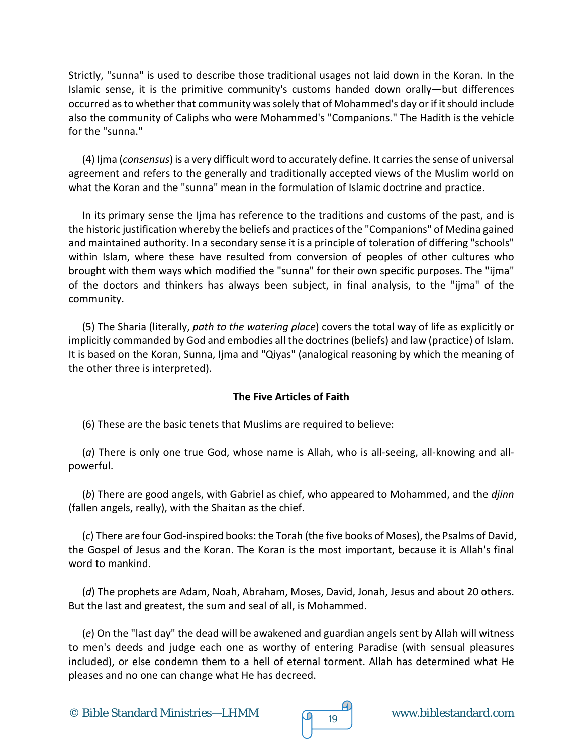Strictly, "sunna" is used to describe those traditional usages not laid down in the Koran. In the Islamic sense, it is the primitive community's customs handed down orally—but differences occurred as to whether that community was solely that of Mohammed's day or if it should include also the community of Caliphs who were Mohammed's "Companions." The Hadith is the vehicle for the "sunna."

(4) Ijma (*consensus*) is a very difficult word to accurately define. It carries the sense of universal agreement and refers to the generally and traditionally accepted views of the Muslim world on what the Koran and the "sunna" mean in the formulation of Islamic doctrine and practice.

In its primary sense the Ijma has reference to the traditions and customs of the past, and is the historic justification whereby the beliefs and practices of the "Companions" of Medina gained and maintained authority. In a secondary sense it is a principle of toleration of differing "schools" within Islam, where these have resulted from conversion of peoples of other cultures who brought with them ways which modified the "sunna" for their own specific purposes. The "ijma" of the doctors and thinkers has always been subject, in final analysis, to the "ijma" of the community.

(5) The Sharia (literally, *path to the watering place*) covers the total way of life as explicitly or implicitly commanded by God and embodies all the doctrines (beliefs) and law (practice) of Islam. It is based on the Koran, Sunna, Ijma and "Qiyas" (analogical reasoning by which the meaning of the other three is interpreted).

### The Five Articles of Faith

(6) These are the basic tenets that Muslims are required to believe:

(*a*) There is only one true God, whose name is Allah, who is all-seeing, all-knowing and all-powerful.

(*b*) There are good angels, with Gabriel as chief, who appeared to Mohammed, and the *djinn* (fallen angels, really), with the Shaitan as the chief.

(*c*) There are four God-inspired books: the Torah (the five books of Moses), the Psalms of David, the Gospel of Jesus and the Koran. The Koran is the most important, because it is Allah's final word to mankind.

(*d*) The prophets are Adam, Noah, Abraham, Moses, David, Jonah, Jesus and about 20 others. But the last and greatest, the sum and seal of all, is Mohammed.

(*e*) On the "last day" the dead will be awakened and guardian angels sent by Allah will witness to men's deeds and judge each one as worthy of entering Paradise (with sensual pleasures included), or else condemn them to a hell of eternal torment. Allah has determined what He pleases and no one can change what He has decreed.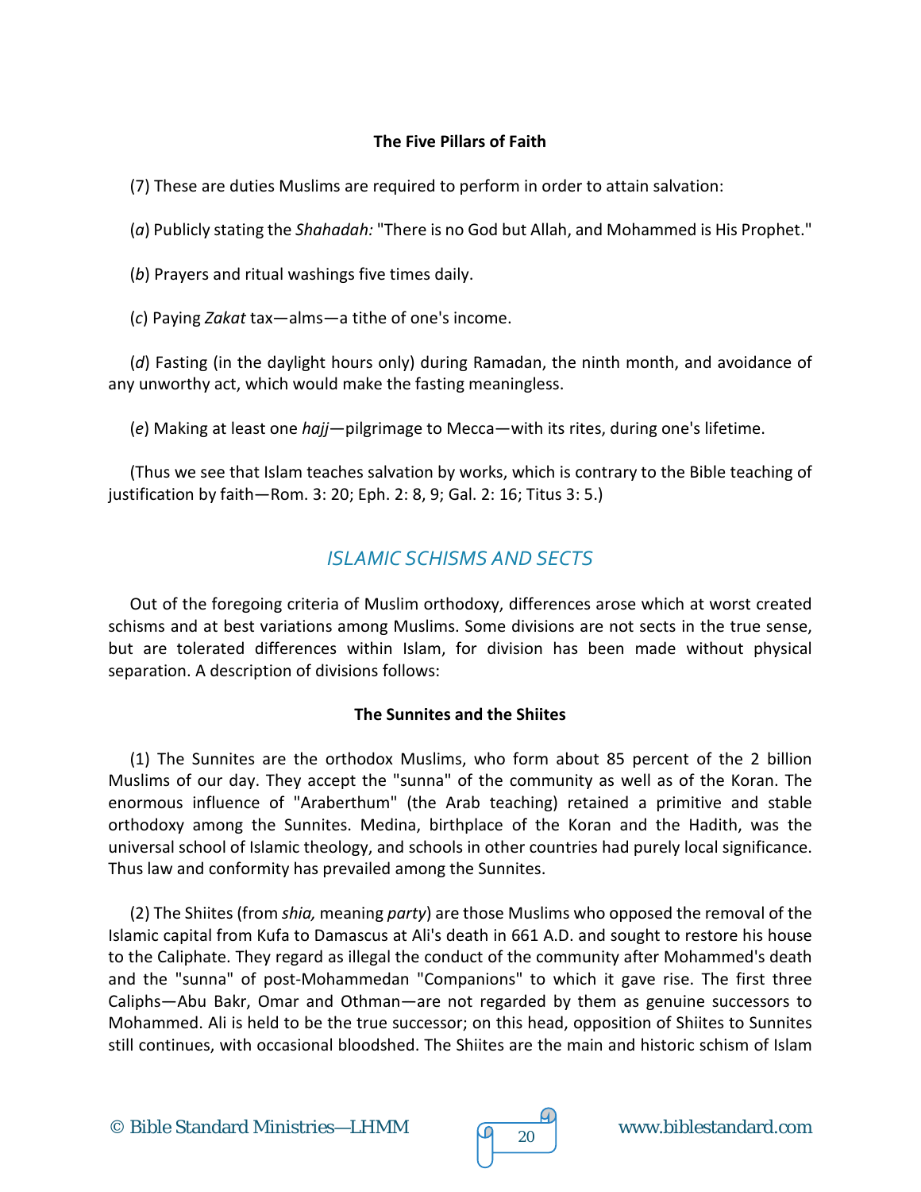### The Five Pillars of Faith

(7) These are duties Muslims are required to perform in order to attain salvation:

(*a*) Publicly stating the *Shahadah:* "There is no God but Allah, and Mohammed is His Prophet."

(*b*) Prayers and ritual washings five times daily.

(*c*) Paying *Zakat* tax—alms—a tithe of one's income.

(*d*) Fasting (in the daylight hours only) during Ramadan, the ninth month, and avoidance of any unworthy act, which would make the fasting meaningless.

(*e*) Making at least one *hajj*—pilgrimage to Mecca—with its rites, during one's lifetime.

(Thus we see that Islam teaches salvation by works, which is contrary to the Bible teaching of justification by faith—Rom. 3: 20; Eph. 2: 8, 9; Gal. 2: 16; Titus 3: 5.)

## *ISLAMIC SCHISMS AND SECTS*

Out of the foregoing criteria of Muslim orthodoxy, differences arose which at worst created schisms and at best variations among Muslims. Some divisions are not sects in the true sense, but are tolerated differences within Islam, for division has been made without physical separation. A description of divisions follows:

### The Sunnites and the Shiites

(1) The Sunnites are the orthodox Muslims, who form about 85 percent of the 2 billion Muslims of our day. They accept the "sunna" of the community as well as of the Koran. The enormous influence of "Araberthum" (the Arab teaching) retained a primitive and stable orthodoxy among the Sunnites. Medina, birthplace of the Koran and the Hadith, was the universal school of Islamic theology, and schools in other countries had purely local significance. Thus law and conformity has prevailed among the Sunnites.

(2) The Shiites (from *shia,* meaning *party*) are those Muslims who opposed the removal of the Islamic capital from Kufa to Damascus at Ali's death in 661 A.D. and sought to restore his house to the Caliphate. They regard as illegal the conduct of the community after Mohammed's death and the "sunna" of post-Mohammedan "Companions" to which it gave rise. The first three Caliphs—Abu Bakr, Omar and Othman—are not regarded by them as genuine successors to Mohammed. Ali is held to be the true successor; on this head, opposition of Shiites to Sunnites still continues, with occasional bloodshed. The Shiites are the main and historic schism of Islam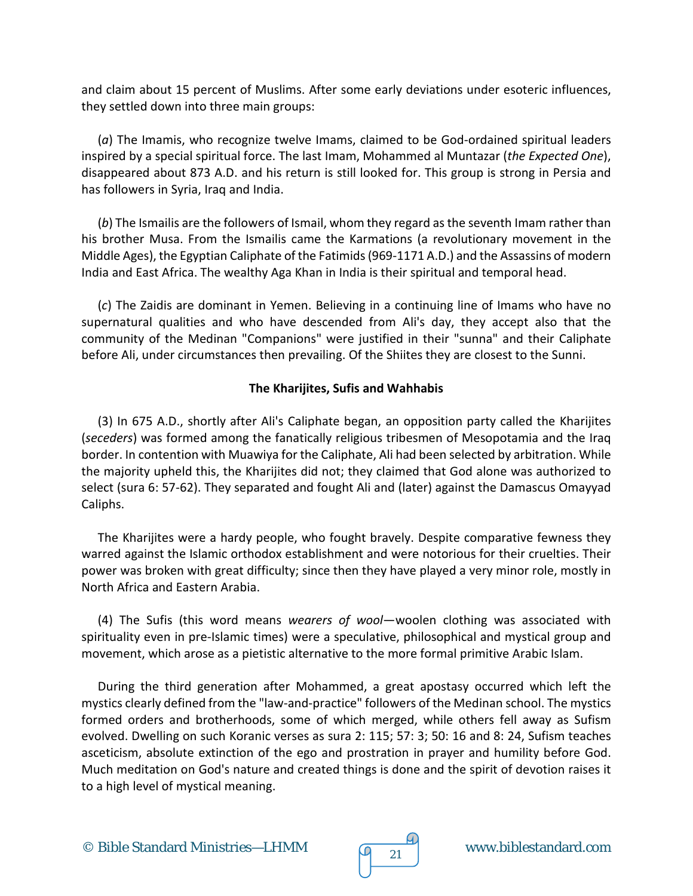and claim about 15 percent of Muslims. After some early deviations under esoteric influences, they settled down into three main groups:

(*a*) The Imamis, who recognize twelve Imams, claimed to be God-ordained spiritual leaders inspired by a special spiritual force. The last Imam, Mohammed al Muntazar (*the Expected One*), disappeared about 873 A.D. and his return is still looked for. This group is strong in Persia and has followers in Syria, Iraq and India.

(*b*) The Ismailis are the followers of Ismail, whom they regard as the seventh Imam rather than his brother Musa. From the Ismailis came the Karmations (a revolutionary movement in the Middle Ages), the Egyptian Caliphate of the Fatimids (969-1171 A.D.) and the Assassins of modern India and East Africa. The wealthy Aga Khan in India is their spiritual and temporal head.

(*c*) The Zaidis are dominant in Yemen. Believing in a continuing line of Imams who have no supernatural qualities and who have descended from Ali's day, they accept also that the community of the Medinan "Companions" were justified in their "sunna" and their Caliphate before Ali, under circumstances then prevailing. Of the Shiites they are closest to the Sunni.

### The Kharijites, Sufis and Wahhabis

(3) In 675 A.D., shortly after Ali's Caliphate began, an opposition party called the Kharijites (*seceders*) was formed among the fanatically religious tribesmen of Mesopotamia and the Iraq border. In contention with Muawiya for the Caliphate, Ali had been selected by arbitration. While the majority upheld this, the Kharijites did not; they claimed that God alone was authorized to select (sura 6: 57-62). They separated and fought Ali and (later) against the Damascus Omayyad Caliphs.

The Kharijites were a hardy people, who fought bravely. Despite comparative fewness they warred against the Islamic orthodox establishment and were notorious for their cruelties. Their power was broken with great difficulty; since then they have played a very minor role, mostly in North Africa and Eastern Arabia.

(4) The Sufis (this word means *wearers of wool*—woolen clothing was associated with spirituality even in pre-Islamic times) were a speculative, philosophical and mystical group and movement, which arose as a pietistic alternative to the more formal primitive Arabic Islam.

During the third generation after Mohammed, a great apostasy occurred which left the mystics clearly defined from the "law-and-practice" followers of the Medinan school. The mystics formed orders and brotherhoods, some of which merged, while others fell away as Sufism evolved. Dwelling on such Koranic verses as sura 2: 115; 57: 3; 50: 16 and 8: 24, Sufism teaches asceticism, absolute extinction of the ego and prostration in prayer and humility before God. Much meditation on God's nature and created things is done and the spirit of devotion raises it to a high level of mystical meaning.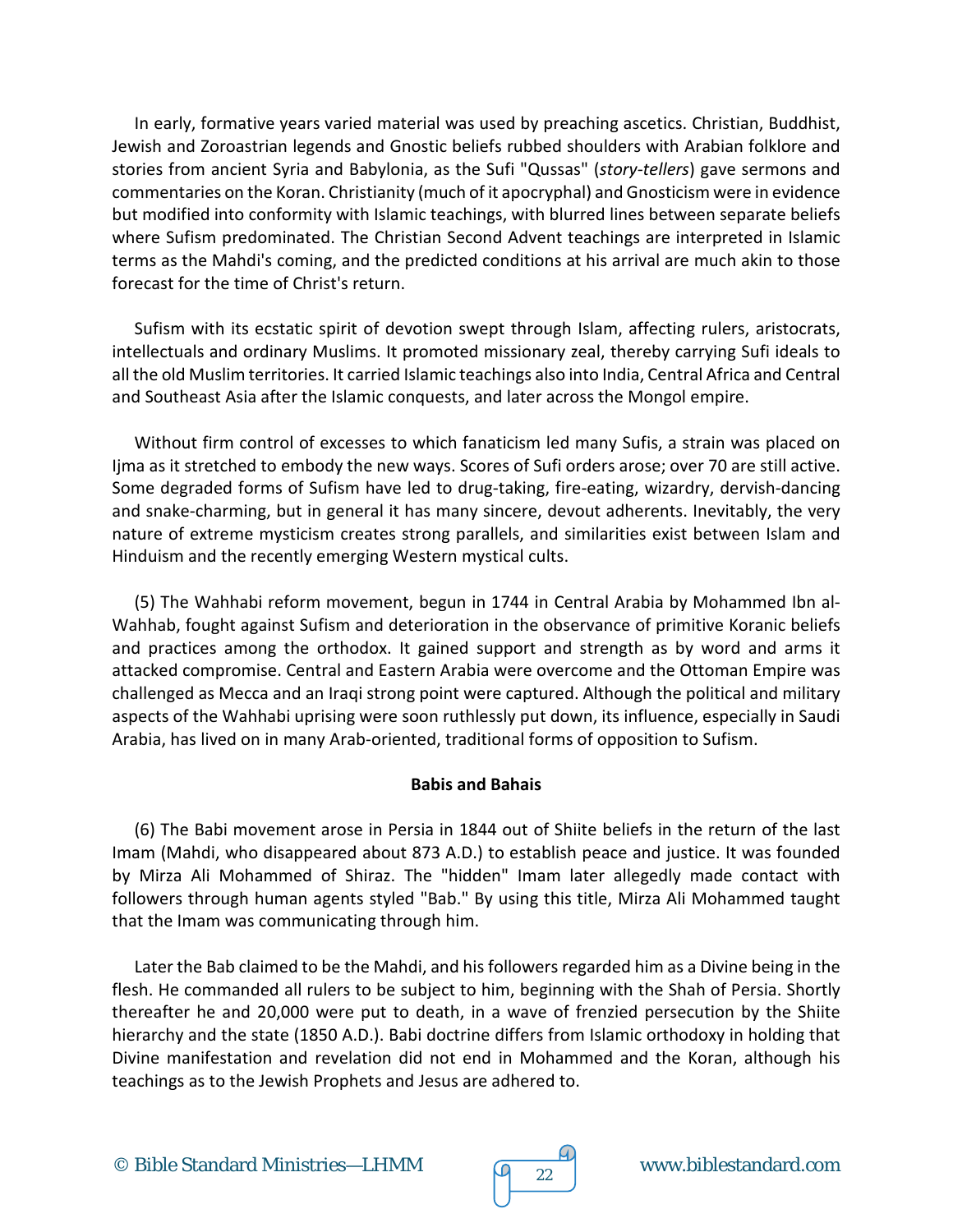In early, formative years varied material was used by preaching ascetics. Christian, Buddhist, Jewish and Zoroastrian legends and Gnostic beliefs rubbed shoulders with Arabian folklore and stories from ancient Syria and Babylonia, as the Sufi "Qussas" (*story-tellers*) gave sermons and commentaries on the Koran. Christianity (much of it apocryphal) and Gnosticism were in evidence but modified into conformity with Islamic teachings, with blurred lines between separate beliefs where Sufism predominated. The Christian Second Advent teachings are interpreted in Islamic terms as the Mahdi's coming, and the predicted conditions at his arrival are much akin to those forecast for the time of Christ's return.

Sufism with its ecstatic spirit of devotion swept through Islam, affecting rulers, aristocrats, intellectuals and ordinary Muslims. It promoted missionary zeal, thereby carrying Sufi ideals to all the old Muslim territories. It carried Islamic teachings also into India, Central Africa and Central and Southeast Asia after the Islamic conquests, and later across the Mongol empire.

Without firm control of excesses to which fanaticism led many Sufis, a strain was placed on Ijma as it stretched to embody the new ways. Scores of Sufi orders arose; over 70 are still active. Some degraded forms of Sufism have led to drug-taking, fire-eating, wizardry, dervish-dancing and snake-charming, but in general it has many sincere, devout adherents. Inevitably, the very nature of extreme mysticism creates strong parallels, and similarities exist between Islam and Hinduism and the recently emerging Western mystical cults.

(5) The Wahhabi reform movement, begun in 1744 in Central Arabia by Mohammed Ibn al-Wahhab, fought against Sufism and deterioration in the observance of primitive Koranic beliefs and practices among the orthodox. It gained support and strength as by word and arms it attacked compromise. Central and Eastern Arabia were overcome and the Ottoman Empire was challenged as Mecca and an Iraqi strong point were captured. Although the political and military aspects of the Wahhabi uprising were soon ruthlessly put down, its influence, especially in Saudi Arabia, has lived on in many Arab-oriented, traditional forms of opposition to Sufism.

**Babis and Bahais**

(6) The Babi movement arose in Persia in 1844 out of Shiite beliefs in the return of the last Imam (Mahdi, who disappeared about 873 A.D.) to establish peace and justice. It was founded by Mirza Ali Mohammed of Shiraz. The "hidden" Imam later allegedly made contact with followers through human agents styled "Bab." By using this title, Mirza Ali Mohammed taught that the Imam was communicating through him.

Later the Bab claimed to be the Mahdi, and his followers regarded him as a Divine being in the flesh. He commanded all rulers to be subject to him, beginning with the Shah of Persia. Shortly thereafter he and 20,000 were put to death, in a wave of frenzied persecution by the Shiite hierarchy and the state (1850 A.D.). Babi doctrine differs from Islamic orthodoxy in holding that Divine manifestation and revelation did not end in Mohammed and the Koran, although his teachings as to the Jewish Prophets and Jesus are adhered to.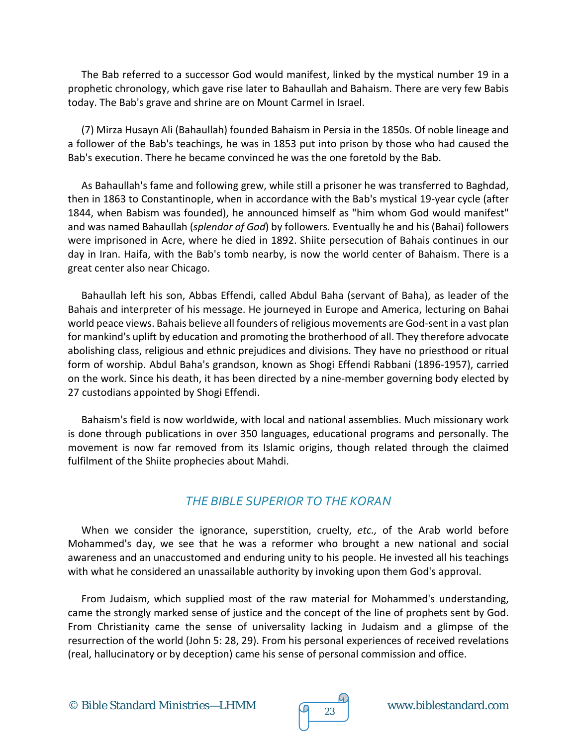The Bab referred to a successor God would manifest, linked by the mystical number 19 in a prophetic chronology, which gave rise later to Bahaullah and Bahaism. There are very few Babis today. The Bab's grave and shrine are on Mount Carmel in Israel.

(7) Mirza Husayn Ali (Bahaullah) founded Bahaism in Persia in the 1850s. Of noble lineage and a follower of the Bab's teachings, he was in 1853 put into prison by those who had caused the Bab's execution. There he became convinced he was the one foretold by the Bab.

As Bahaullah's fame and following grew, while still a prisoner he was transferred to Baghdad, then in 1863 to Constantinople, when in accordance with the Bab's mystical 19-year cycle (after 1844, when Babism was founded), he announced himself as "him whom God would manifest" and was named Bahaullah (*splendor of God*) by followers. Eventually he and his (Bahai) followers were imprisoned in Acre, where he died in 1892. Shiite persecution of Bahais continues in our day in Iran. Haifa, with the Bab's tomb nearby, is now the world center of Bahaism. There is a great center also near Chicago.

Bahaullah left his son, Abbas Effendi, called Abdul Baha (servant of Baha), as leader of the Bahais and interpreter of his message. He journeyed in Europe and America, lecturing on Bahai world peace views. Bahais believe all founders of religious movements are God-sent in a vast plan for mankind's uplift by education and promoting the brotherhood of all. They therefore advocate abolishing class, religious and ethnic prejudices and divisions. They have no priesthood or ritual form of worship. Abdul Baha's grandson, known as Shogi Effendi Rabbani (1896-1957), carried on the work. Since his death, it has been directed by a nine-member governing body elected by 27 custodians appointed by Shogi Effendi.

Bahaism's field is now worldwide, with local and national assemblies. Much missionary work is done through publications in over 350 languages, educational programs and personally. The movement is now far removed from its Islamic origins, though related through the claimed fulfilment of the Shiite prophecies about Mahdi.

## *THE BIBLE SUPERIOR TO THE KORAN*

When we consider the ignorance, superstition, cruelty, *etc.,* of the Arab world before Mohammed's day, we see that he was a reformer who brought a new national and social awareness and an unaccustomed and enduring unity to his people. He invested all his teachings with what he considered an unassailable authority by invoking upon them God's approval.

From Judaism, which supplied most of the raw material for Mohammed's understanding, came the strongly marked sense of justice and the concept of the line of prophets sent by God. From Christianity came the sense of universality lacking in Judaism and a glimpse of the resurrection of the world (John 5: 28, 29). From his personal experiences of received revelations (real, hallucinatory or by deception) came his sense of personal commission and office.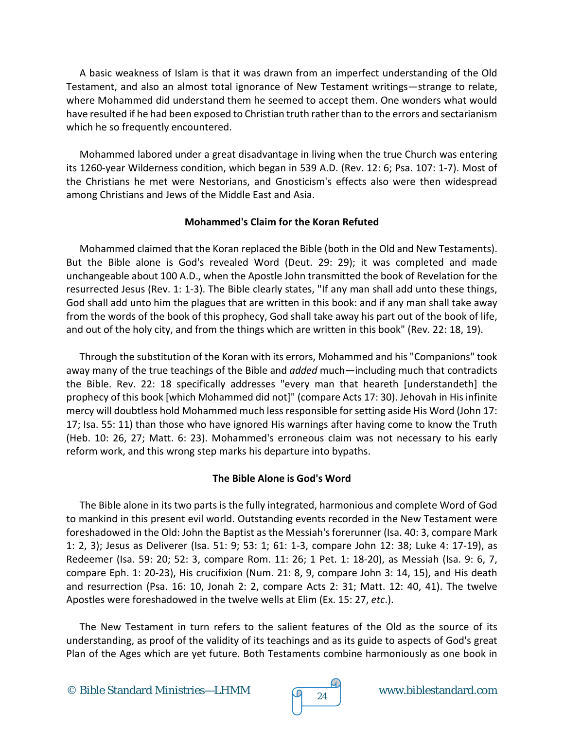A basic weakness of Islam is that it was drawn from an imperfect understanding of the Old Testament, and also an almost total ignorance of New Testament writings—strange to relate, where Mohammed did understand them he seemed to accept them. One wonders what would have resulted if he had been exposed to Christian truth rather than to the errors and sectarianism which he so frequently encountered.

Mohammed labored under a great disadvantage in living when the true Church was entering its 1260-year Wilderness condition, which began in 539 A.D. (Rev. 12: 6; Psa. 107: 1-7). Most of the Christians he met were Nestorians, and Gnosticism's effects also were then widespread among Christians and Jews of the Middle East and Asia.

### Mohammed's Claim for the Koran Refuted

Mohammed claimed that the Koran replaced the Bible (both in the Old and New Testaments). But the Bible alone is God's revealed Word (Deut. 29: 29); it was completed and made unchangeable about 100 A.D., when the Apostle John transmitted the book of Revelation for the resurrected Jesus (Rev. 1: 1-3). The Bible clearly states, "If any man shall add unto these things, God shall add unto him the plagues that are written in this book: and if any man shall take away from the words of the book of this prophecy, God shall take away his part out of the book of life, and out of the holy city, and from the things which are written in this book" (Rev. 22: 18, 19).

Through the substitution of the Koran with its errors, Mohammed and his "Companions" took away many of the true teachings of the Bible and *added* much—including much that contradicts the Bible. Rev. 22: 18 specifically addresses "every man that heareth [understandeth] the prophecy of this book [which Mohammed did not]" (compare Acts 17: 30). Jehovah in His infinite mercy will doubtless hold Mohammed much less responsible for setting aside His Word (John 17: 17; Isa. 55: 11) than those who have ignored His warnings after having come to know the Truth (Heb. 10: 26, 27; Matt. 6: 23). Mohammed's erroneous claim was not necessary to his early reform work, and this wrong step marks his departure into bypaths.

### The Bible Alone is God's Word

The Bible alone in its two parts is the fully integrated, harmonious and complete Word of God to mankind in this present evil world. Outstanding events recorded in the New Testament were foreshadowed in the Old: John the Baptist as the Messiah's forerunner (Isa. 40: 3, compare Mark 1: 2, 3); Jesus as Deliverer (Isa. 51: 9; 53: 1; 61: 1-3, compare John 12: 38; Luke 4: 17-19), as Redeemer (Isa. 59: 20; 52: 3, compare Rom. 11: 26; 1 Pet. 1: 18-20), as Messiah (Isa. 9: 6, 7, compare Eph. 1: 20-23), His crucifixion (Num. 21: 8, 9, compare John 3: 14, 15), and His death and resurrection (Psa. 16: 10, Jonah 2: 2, compare Acts 2: 31; Matt. 12: 40, 41). The twelve Apostles were foreshadowed in the twelve wells at Elim (Ex. 15: 27, *etc*.).

The New Testament in turn refers to the salient features of the Old as the source of its understanding, as proof of the validity of its teachings and as its guide to aspects of God's great Plan of the Ages which are yet future. Both Testaments combine harmoniously as one book in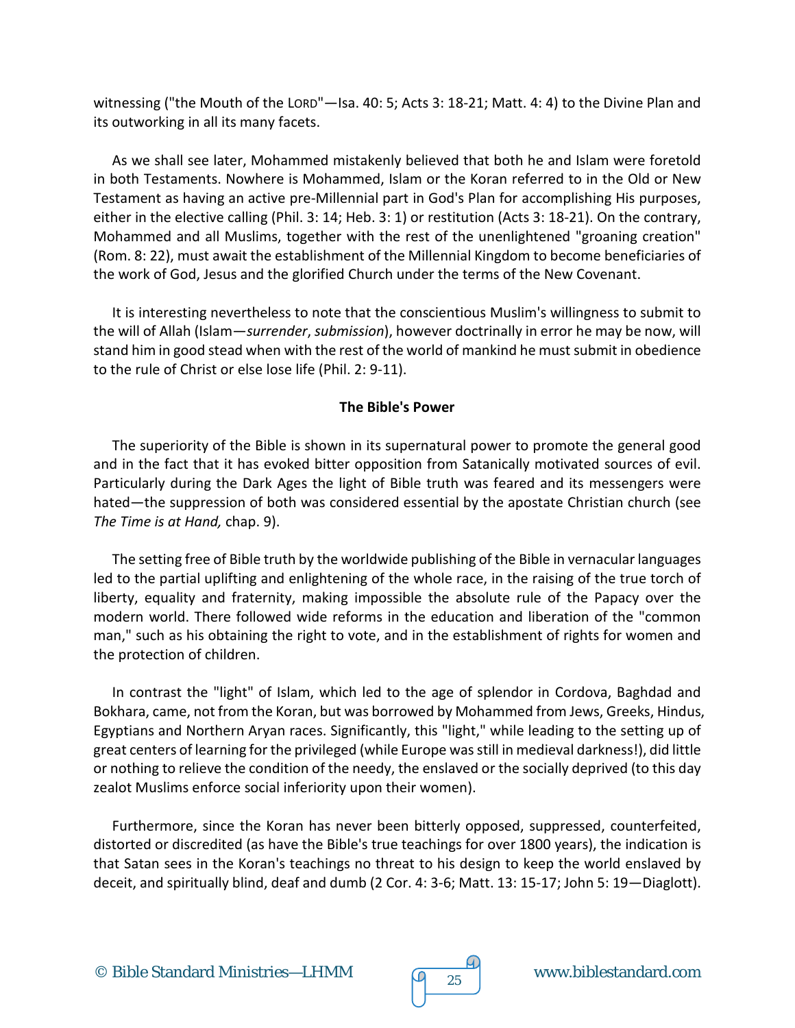witnessing ("the Mouth of the LORD"—Isa. 40: 5; Acts 3: 18-21; Matt. 4: 4) to the Divine Plan and its outworking in all its many facets.

As we shall see later, Mohammed mistakenly believed that both he and Islam were foretold in both Testaments. Nowhere is Mohammed, Islam or the Koran referred to in the Old or New Testament as having an active pre-Millennial part in God's Plan for accomplishing His purposes, either in the elective calling (Phil. 3: 14; Heb. 3: 1) or restitution (Acts 3: 18-21). On the contrary, Mohammed and all Muslims, together with the rest of the unenlightened "groaning creation" (Rom. 8: 22), must await the establishment of the Millennial Kingdom to become beneficiaries of the work of God, Jesus and the glorified Church under the terms of the New Covenant.

It is interesting nevertheless to note that the conscientious Muslim's willingness to submit to the will of Allah (Islam—*surrender*, *submission*), however doctrinally in error he may be now, will stand him in good stead when with the rest of the world of mankind he must submit in obedience to the rule of Christ or else lose life (Phil. 2: 9-11).

**The Bible's Power**

The superiority of the Bible is shown in its supernatural power to promote the general good and in the fact that it has evoked bitter opposition from Satanically motivated sources of evil. Particularly during the Dark Ages the light of Bible truth was feared and its messengers were hated—the suppression of both was considered essential by the apostate Christian church (see *The Time is at Hand,* chap. 9).

The setting free of Bible truth by the worldwide publishing of the Bible in vernacular languages led to the partial uplifting and enlightening of the whole race, in the raising of the true torch of liberty, equality and fraternity, making impossible the absolute rule of the Papacy over the modern world. There followed wide reforms in the education and liberation of the "common man," such as his obtaining the right to vote, and in the establishment of rights for women and the protection of children.

In contrast the "light" of Islam, which led to the age of splendor in Cordova, Baghdad and Bokhara, came, not from the Koran, but was borrowed by Mohammed from Jews, Greeks, Hindus, Egyptians and Northern Aryan races. Significantly, this "light," while leading to the setting up of great centers of learning for the privileged (while Europe was still in medieval darkness!), did little or nothing to relieve the condition of the needy, the enslaved or the socially deprived (to this day zealot Muslims enforce social inferiority upon their women).

Furthermore, since the Koran has never been bitterly opposed, suppressed, counterfeited, distorted or discredited (as have the Bible's true teachings for over 1800 years), the indication is that Satan sees in the Koran's teachings no threat to his design to keep the world enslaved by deceit, and spiritually blind, deaf and dumb (2 Cor. 4: 3-6; Matt. 13: 15-17; John 5: 19—Diaglott).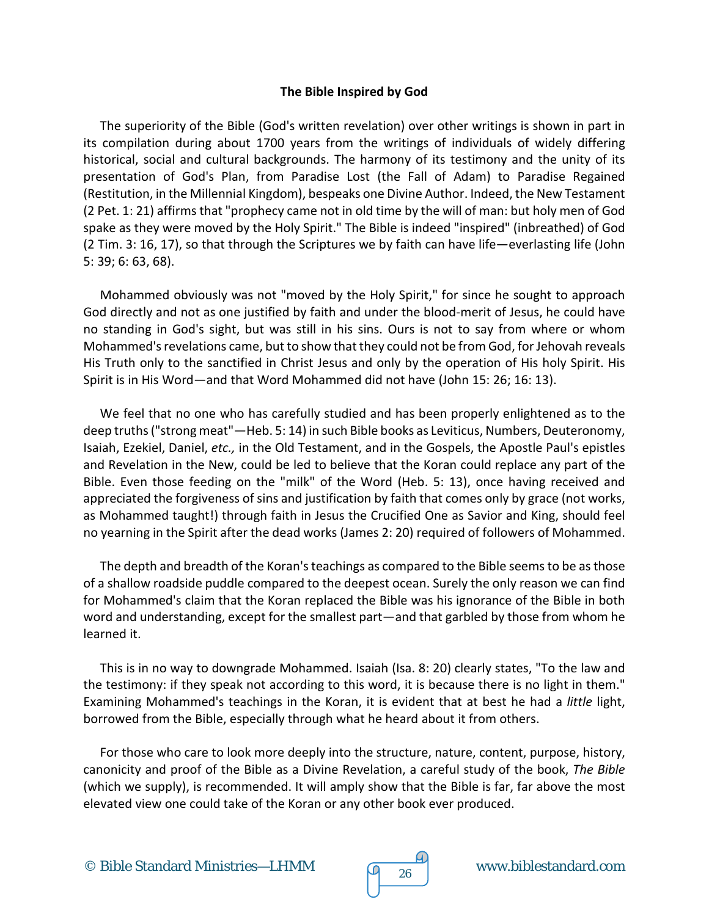**The Bible Inspired by God**

The superiority of the Bible (God's written revelation) over other writings is shown in part in its compilation during about 1700 years from the writings of individuals of widely differing historical, social and cultural backgrounds. The harmony of its testimony and the unity of its presentation of God's Plan, from Paradise Lost (the Fall of Adam) to Paradise Regained (Restitution, in the Millennial Kingdom), bespeaks one Divine Author. Indeed, the New Testament (2 Pet. 1: 21) affirms that "prophecy came not in old time by the will of man: but holy men of God spake as they were moved by the Holy Spirit." The Bible is indeed "inspired" (inbreathed) of God (2 Tim. 3: 16, 17), so that through the Scriptures we by faith can have life—everlasting life (John 5: 39; 6: 63, 68).

Mohammed obviously was not "moved by the Holy Spirit," for since he sought to approach God directly and not as one justified by faith and under the blood-merit of Jesus, he could have no standing in God's sight, but was still in his sins. Ours is not to say from where or whom Mohammed's revelations came, but to show that they could not be from God, for Jehovah reveals His Truth only to the sanctified in Christ Jesus and only by the operation of His holy Spirit. His Spirit is in His Word—and that Word Mohammed did not have (John 15: 26; 16: 13).

We feel that no one who has carefully studied and has been properly enlightened as to the deep truths ("strong meat"—Heb. 5: 14) in such Bible books as Leviticus, Numbers, Deuteronomy, Isaiah, Ezekiel, Daniel, *etc.,* in the Old Testament, and in the Gospels, the Apostle Paul's epistles and Revelation in the New, could be led to believe that the Koran could replace any part of the Bible. Even those feeding on the "milk" of the Word (Heb. 5: 13), once having received and appreciated the forgiveness of sins and justification by faith that comes only by grace (not works, as Mohammed taught!) through faith in Jesus the Crucified One as Savior and King, should feel no yearning in the Spirit after the dead works (James 2: 20) required of followers of Mohammed.

The depth and breadth of the Koran's teachings as compared to the Bible seems to be as those of a shallow roadside puddle compared to the deepest ocean. Surely the only reason we can find for Mohammed's claim that the Koran replaced the Bible was his ignorance of the Bible in both word and understanding, except for the smallest part—and that garbled by those from whom he learned it.

This is in no way to downgrade Mohammed. Isaiah (Isa. 8: 20) clearly states, "To the law and the testimony: if they speak not according to this word, it is because there is no light in them." Examining Mohammed's teachings in the Koran, it is evident that at best he had a *little* light, borrowed from the Bible, especially through what he heard about it from others.

For those who care to look more deeply into the structure, nature, content, purpose, history, canonicity and proof of the Bible as a Divine Revelation, a careful study of the book, *The Bible* (which we supply), is recommended. It will amply show that the Bible is far, far above the most elevated view one could take of the Koran or any other book ever produced.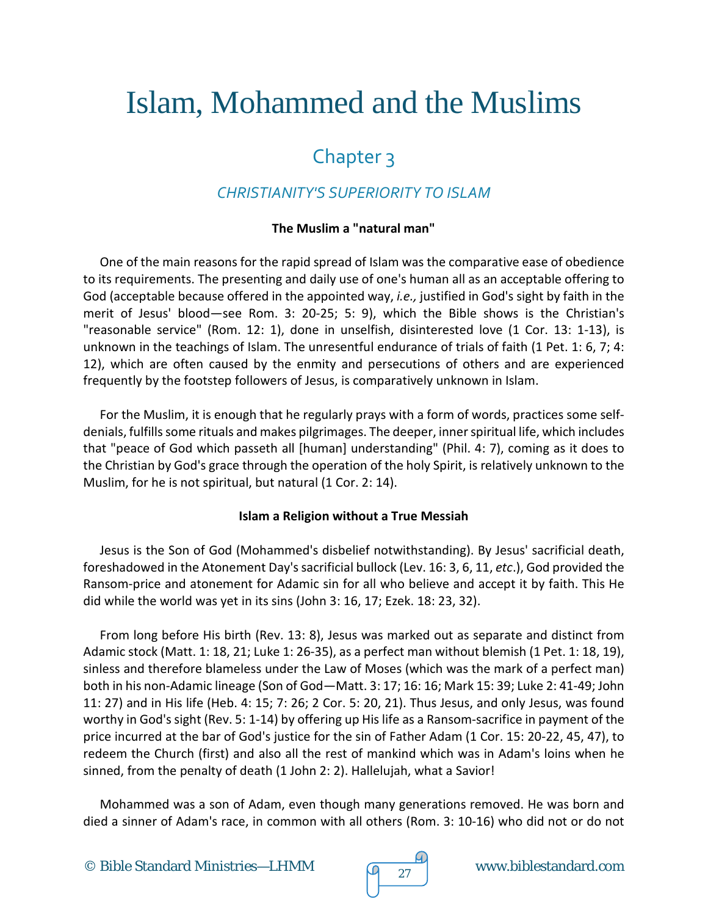# Islam, Mohammed and the Muslims

## Chapter 3

### *CHRISTIANITY'S SUPERIORITY TO ISLAM*

**The Muslim a "natural man"**

One of the main reasons for the rapid spread of Islam was the comparative ease of obedience to its requirements. The presenting and daily use of one's human all as an acceptable offering to God (acceptable because offered in the appointed way, *i.e.,* justified in God's sight by faith in the merit of Jesus' blood—see Rom. 3: 20-25; 5: 9), which the Bible shows is the Christian's "reasonable service" (Rom. 12: 1), done in unselfish, disinterested love (1 Cor. 13: 1-13), is unknown in the teachings of Islam. The unresentful endurance of trials of faith (1 Pet. 1: 6, 7; 4: 12), which are often caused by the enmity and persecutions of others and are experienced frequently by the footstep followers of Jesus, is comparatively unknown in Islam.

For the Muslim, it is enough that he regularly prays with a form of words, practices some self-denials, fulfills some rituals and makes pilgrimages. The deeper, inner spiritual life, which includes that "peace of God which passeth all [human] understanding" (Phil. 4: 7), coming as it does to the Christian by God's grace through the operation of the holy Spirit, is relatively unknown to the Muslim, for he is not spiritual, but natural (1 Cor. 2: 14).

**Islam a Religion without a True Messiah**

Jesus is the Son of God (Mohammed's disbelief notwithstanding). By Jesus' sacrificial death, foreshadowed in the Atonement Day's sacrificial bullock (Lev. 16: 3, 6, 11, *etc*.), God provided the Ransom-price and atonement for Adamic sin for all who believe and accept it by faith. This He did while the world was yet in its sins (John 3: 16, 17; Ezek. 18: 23, 32).

From long before His birth (Rev. 13: 8), Jesus was marked out as separate and distinct from Adamic stock (Matt. 1: 18, 21; Luke 1: 26-35), as a perfect man without blemish (1 Pet. 1: 18, 19), sinless and therefore blameless under the Law of Moses (which was the mark of a perfect man) both in his non-Adamic lineage (Son of God—Matt. 3: 17; 16: 16; Mark 15: 39; Luke 2: 41-49; John 11: 27) and in His life (Heb. 4: 15; 7: 26; 2 Cor. 5: 20, 21). Thus Jesus, and only Jesus, was found worthy in God's sight (Rev. 5: 1-14) by offering up His life as a Ransom-sacrifice in payment of the price incurred at the bar of God's justice for the sin of Father Adam (1 Cor. 15: 20-22, 45, 47), to redeem the Church (first) and also all the rest of mankind which was in Adam's loins when he sinned, from the penalty of death (1 John 2: 2). Hallelujah, what a Savior!

Mohammed was a son of Adam, even though many generations removed. He was born and died a sinner of Adam's race, in common with all others (Rom. 3: 10-16) who did not or do not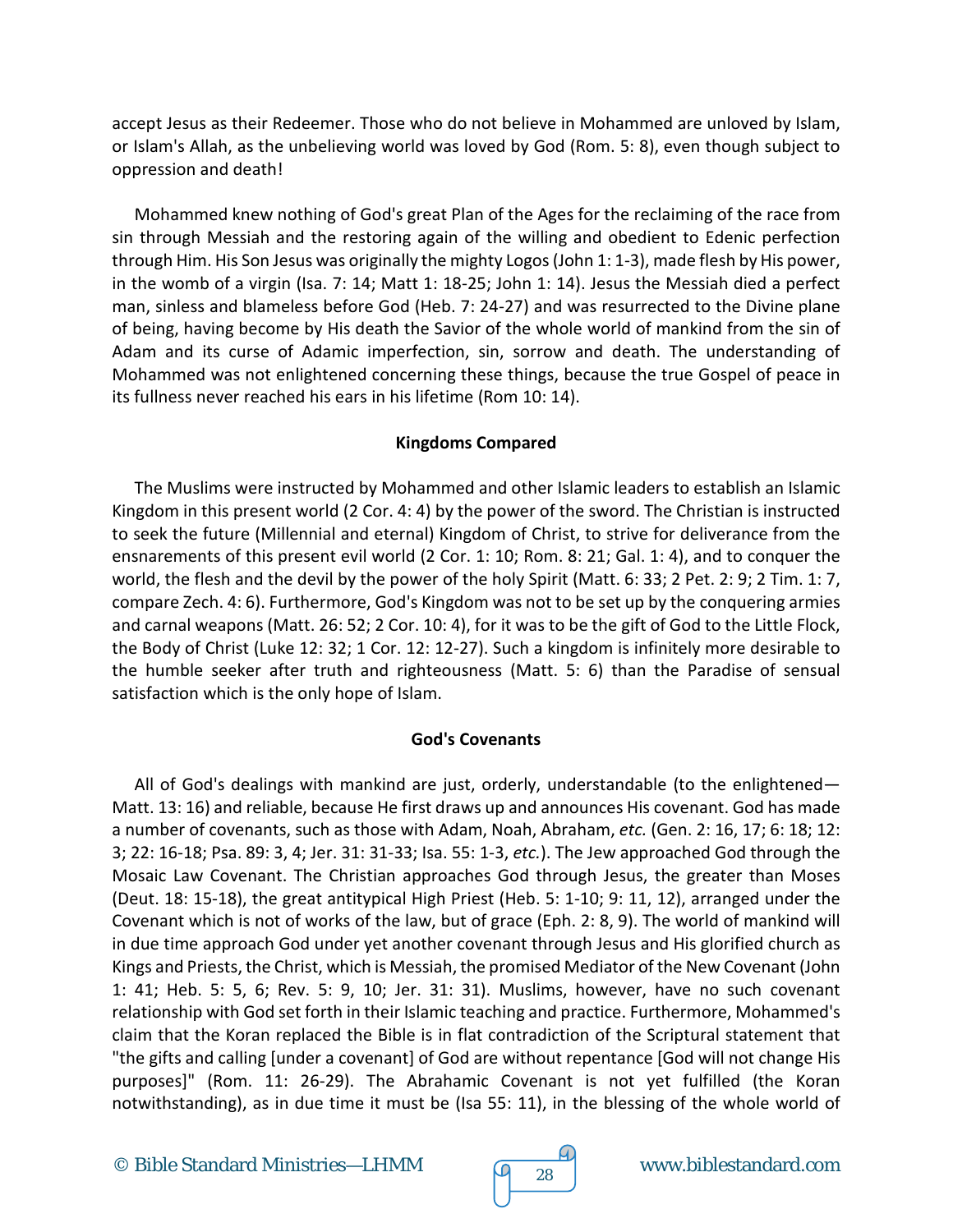accept Jesus as their Redeemer. Those who do not believe in Mohammed are unloved by Islam, or Islam's Allah, as the unbelieving world was loved by God (Rom. 5: 8), even though subject to oppression and death!

Mohammed knew nothing of God's great Plan of the Ages for the reclaiming of the race from sin through Messiah and the restoring again of the willing and obedient to Edenic perfection through Him. His Son Jesus was originally the mighty Logos (John 1: 1-3), made flesh by His power, in the womb of a virgin (Isa. 7: 14; Matt 1: 18-25; John 1: 14). Jesus the Messiah died a perfect man, sinless and blameless before God (Heb. 7: 24-27) and was resurrected to the Divine plane of being, having become by His death the Savior of the whole world of mankind from the sin of Adam and its curse of Adamic imperfection, sin, sorrow and death. The understanding of Mohammed was not enlightened concerning these things, because the true Gospel of peace in its fullness never reached his ears in his lifetime (Rom 10: 14).

**Kingdoms Compared**

The Muslims were instructed by Mohammed and other Islamic leaders to establish an Islamic Kingdom in this present world (2 Cor. 4: 4) by the power of the sword. The Christian is instructed to seek the future (Millennial and eternal) Kingdom of Christ, to strive for deliverance from the ensnarements of this present evil world (2 Cor. 1: 10; Rom. 8: 21; Gal. 1: 4), and to conquer the world, the flesh and the devil by the power of the holy Spirit (Matt. 6: 33; 2 Pet. 2: 9; 2 Tim. 1: 7, compare Zech. 4: 6). Furthermore, God's Kingdom was not to be set up by the conquering armies and carnal weapons (Matt. 26: 52; 2 Cor. 10: 4), for it was to be the gift of God to the Little Flock, the Body of Christ (Luke 12: 32; 1 Cor. 12: 12-27). Such a kingdom is infinitely more desirable to the humble seeker after truth and righteousness (Matt. 5: 6) than the Paradise of sensual satisfaction which is the only hope of Islam.

**God's Covenants**

All of God's dealings with mankind are just, orderly, understandable (to the enlightened—Matt. 13: 16) and reliable, because He first draws up and announces His covenant. God has made a number of covenants, such as those with Adam, Noah, Abraham, *etc.* (Gen. 2: 16, 17; 6: 18; 12: 3; 22: 16-18; Psa. 89: 3, 4; Jer. 31: 31-33; Isa. 55: 1-3, *etc.*). The Jew approached God through the Mosaic Law Covenant. The Christian approaches God through Jesus, the greater than Moses (Deut. 18: 15-18), the great antitypical High Priest (Heb. 5: 1-10; 9: 11, 12), arranged under the Covenant which is not of works of the law, but of grace (Eph. 2: 8, 9). The world of mankind will in due time approach God under yet another covenant through Jesus and His glorified church as Kings and Priests, the Christ, which is Messiah, the promised Mediator of the New Covenant (John 1: 41; Heb. 5: 5, 6; Rev. 5: 9, 10; Jer. 31: 31). Muslims, however, have no such covenant relationship with God set forth in their Islamic teaching and practice. Furthermore, Mohammed's claim that the Koran replaced the Bible is in flat contradiction of the Scriptural statement that "the gifts and calling [under a covenant] of God are without repentance [God will not change His purposes]" (Rom. 11: 26-29). The Abrahamic Covenant is not yet fulfilled (the Koran notwithstanding), as in due time it must be (Isa 55: 11), in the blessing of the whole world of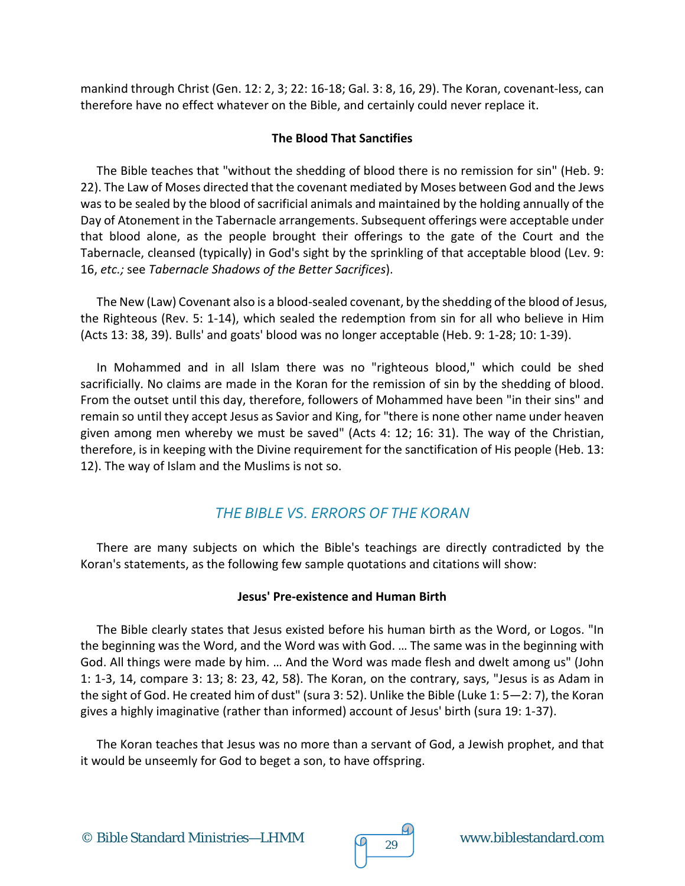mankind through Christ (Gen. 12: 2, 3; 22: 16-18; Gal. 3: 8, 16, 29). The Koran, covenant-less, can therefore have no effect whatever on the Bible, and certainly could never replace it.

**The Blood That Sanctifies**

The Bible teaches that "without the shedding of blood there is no remission for sin" (Heb. 9: 22). The Law of Moses directed that the covenant mediated by Moses between God and the Jews was to be sealed by the blood of sacrificial animals and maintained by the holding annually of the Day of Atonement in the Tabernacle arrangements. Subsequent offerings were acceptable under that blood alone, as the people brought their offerings to the gate of the Court and the Tabernacle, cleansed (typically) in God's sight by the sprinkling of that acceptable blood (Lev. 9: 16, *etc.;* see *Tabernacle Shadows of the Better Sacrifices*).

The New (Law) Covenant also is a blood-sealed covenant, by the shedding of the blood of Jesus, the Righteous (Rev. 5: 1-14), which sealed the redemption from sin for all who believe in Him (Acts 13: 38, 39). Bulls' and goats' blood was no longer acceptable (Heb. 9: 1-28; 10: 1-39).

In Mohammed and in all Islam there was no "righteous blood," which could be shed sacrificially. No claims are made in the Koran for the remission of sin by the shedding of blood. From the outset until this day, therefore, followers of Mohammed have been "in their sins" and remain so until they accept Jesus as Savior and King, for "there is none other name under heaven given among men whereby we must be saved" (Acts 4: 12; 16: 31). The way of the Christian, therefore, is in keeping with the Divine requirement for the sanctification of His people (Heb. 13: 12). The way of Islam and the Muslims is not so.

## *THE BIBLE VS. ERRORS OF THE KORAN*

There are many subjects on which the Bible's teachings are directly contradicted by the Koran's statements, as the following few sample quotations and citations will show:

**Jesus' Pre-existence and Human Birth**

The Bible clearly states that Jesus existed before his human birth as the Word, or Logos. "In the beginning was the Word, and the Word was with God. … The same was in the beginning with God. All things were made by him. … And the Word was made flesh and dwelt among us" (John 1: 1-3, 14, compare 3: 13; 8: 23, 42, 58). The Koran, on the contrary, says, "Jesus is as Adam in the sight of God. He created him of dust" (sura 3: 52). Unlike the Bible (Luke 1: 5—2: 7), the Koran gives a highly imaginative (rather than informed) account of Jesus' birth (sura 19: 1-37).

The Koran teaches that Jesus was no more than a servant of God, a Jewish prophet, and that it would be unseemly for God to beget a son, to have offspring.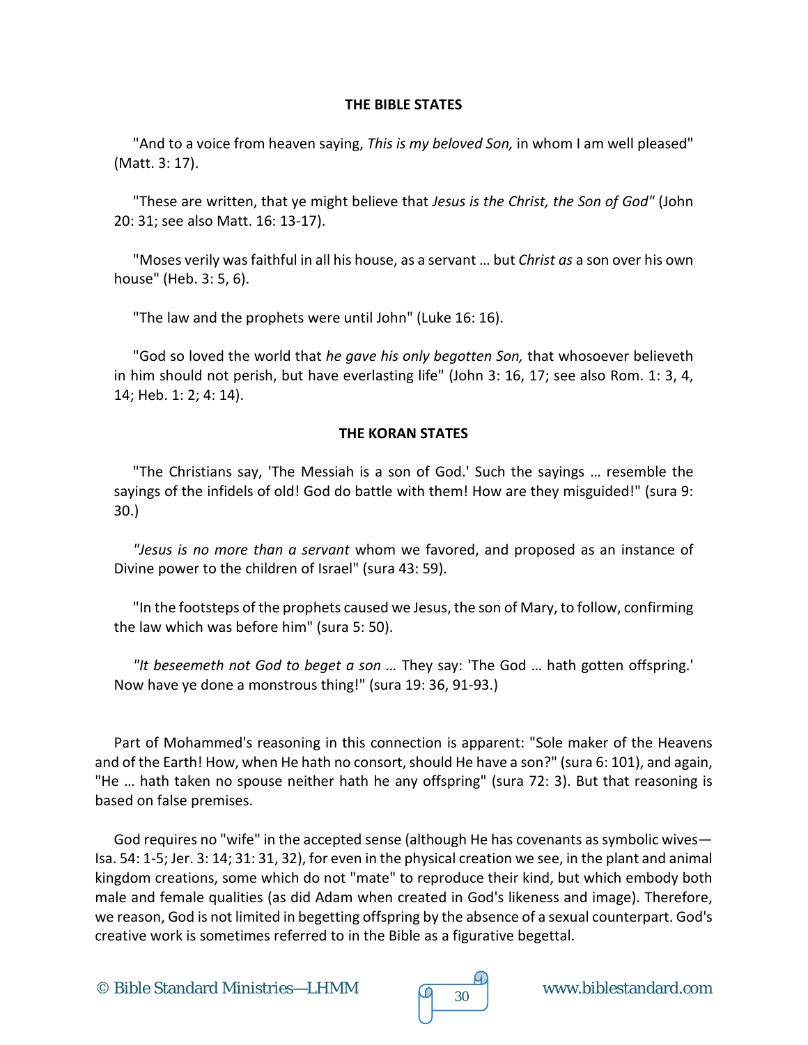**THE BIBLE STATES**

"And to a voice from heaven saying, *This is my beloved Son,* in whom I am well pleased" (Matt. 3: 17).

"These are written, that ye might believe that *Jesus is the Christ, the Son of God"* (John 20: 31; see also Matt. 16: 13-17).

"Moses verily was faithful in all his house, as a servant … but *Christ as* a son over his own house" (Heb. 3: 5, 6).

"The law and the prophets were until John" (Luke 16: 16).

"God so loved the world that *he gave his only begotten Son,* that whosoever believeth in him should not perish, but have everlasting life" (John 3: 16, 17; see also Rom. 1: 3, 4, 14; Heb. 1: 2; 4: 14).

**THE KORAN STATES**

"The Christians say, 'The Messiah is a son of God.' Such the sayings … resemble the sayings of the infidels of old! God do battle with them! How are they misguided!" (sura 9: 30.)

*"Jesus is no more than a servant* whom we favored, and proposed as an instance of Divine power to the children of Israel" (sura 43: 59).

"In the footsteps of the prophets caused we Jesus, the son of Mary, to follow, confirming the law which was before him" (sura 5: 50).

*"It beseemeth not God to beget a son …* They say: 'The God … hath gotten offspring.' Now have ye done a monstrous thing!" (sura 19: 36, 91-93.)

Part of Mohammed's reasoning in this connection is apparent: "Sole maker of the Heavens and of the Earth! How, when He hath no consort, should He have a son?" (sura 6: 101), and again, "He … hath taken no spouse neither hath he any offspring" (sura 72: 3). But that reasoning is based on false premises.

God requires no "wife" in the accepted sense (although He has covenants as symbolic wives—Isa. 54: 1-5; Jer. 3: 14; 31: 31, 32), for even in the physical creation we see, in the plant and animal kingdom creations, some which do not "mate" to reproduce their kind, but which embody both male and female qualities (as did Adam when created in God's likeness and image). Therefore, we reason, God is not limited in begetting offspring by the absence of a sexual counterpart. God's creative work is sometimes referred to in the Bible as a figurative begettal.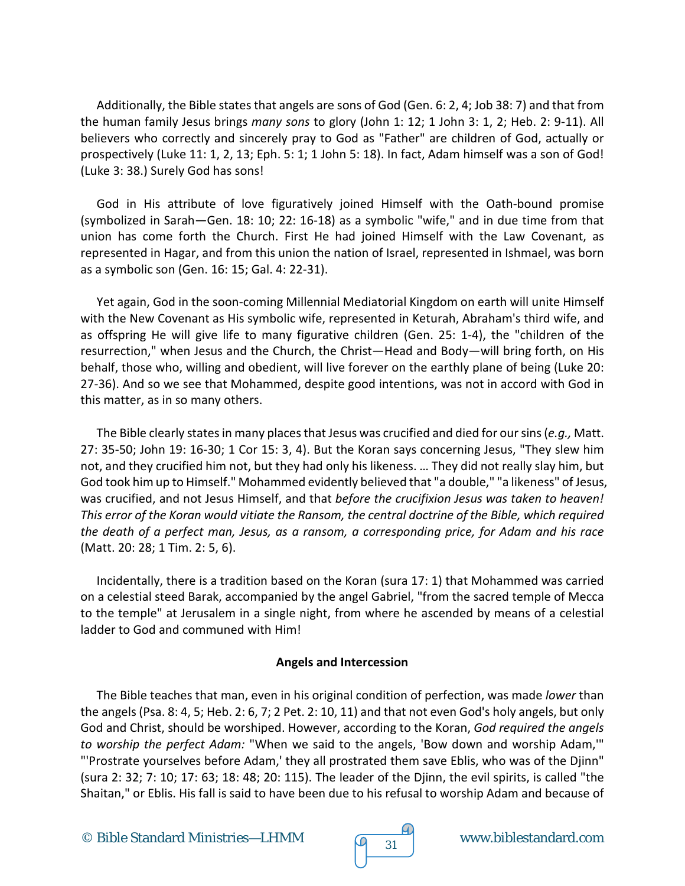Additionally, the Bible states that angels are sons of God (Gen. 6: 2, 4; Job 38: 7) and that from the human family Jesus brings *many sons* to glory (John 1: 12; 1 John 3: 1, 2; Heb. 2: 9-11). All believers who correctly and sincerely pray to God as "Father" are children of God, actually or prospectively (Luke 11: 1, 2, 13; Eph. 5: 1; 1 John 5: 18). In fact, Adam himself was a son of God! (Luke 3: 38.) Surely God has sons!

God in His attribute of love figuratively joined Himself with the Oath-bound promise (symbolized in Sarah—Gen. 18: 10; 22: 16-18) as a symbolic "wife," and in due time from that union has come forth the Church. First He had joined Himself with the Law Covenant, as represented in Hagar, and from this union the nation of Israel, represented in Ishmael, was born as a symbolic son (Gen. 16: 15; Gal. 4: 22-31).

Yet again, God in the soon-coming Millennial Mediatorial Kingdom on earth will unite Himself with the New Covenant as His symbolic wife, represented in Keturah, Abraham's third wife, and as offspring He will give life to many figurative children (Gen. 25: 1-4), the "children of the resurrection," when Jesus and the Church, the Christ—Head and Body—will bring forth, on His behalf, those who, willing and obedient, will live forever on the earthly plane of being (Luke 20: 27-36). And so we see that Mohammed, despite good intentions, was not in accord with God in this matter, as in so many others.

The Bible clearly states in many places that Jesus was crucified and died for our sins (*e.g.,* Matt. 27: 35-50; John 19: 16-30; 1 Cor 15: 3, 4). But the Koran says concerning Jesus, "They slew him not, and they crucified him not, but they had only his likeness. … They did not really slay him, but God took him up to Himself." Mohammed evidently believed that "a double," "a likeness" of Jesus, was crucified, and not Jesus Himself, and that *before the crucifixion Jesus was taken to heaven! This error of the Koran would vitiate the Ransom, the central doctrine of the Bible, which required the death of a perfect man, Jesus, as a ransom, a corresponding price, for Adam and his race* (Matt. 20: 28; 1 Tim. 2: 5, 6).

Incidentally, there is a tradition based on the Koran (sura 17: 1) that Mohammed was carried on a celestial steed Barak, accompanied by the angel Gabriel, "from the sacred temple of Mecca to the temple" at Jerusalem in a single night, from where he ascended by means of a celestial ladder to God and communed with Him!

**Angels and Intercession**

The Bible teaches that man, even in his original condition of perfection, was made *lower* than the angels (Psa. 8: 4, 5; Heb. 2: 6, 7; 2 Pet. 2: 10, 11) and that not even God's holy angels, but only God and Christ, should be worshiped. However, according to the Koran, *God required the angels to worship the perfect Adam:* "When we said to the angels, 'Bow down and worship Adam,'" "'Prostrate yourselves before Adam,' they all prostrated them save Eblis, who was of the Djinn" (sura 2: 32; 7: 10; 17: 63; 18: 48; 20: 115). The leader of the Djinn, the evil spirits, is called "the Shaitan," or Eblis. His fall is said to have been due to his refusal to worship Adam and because of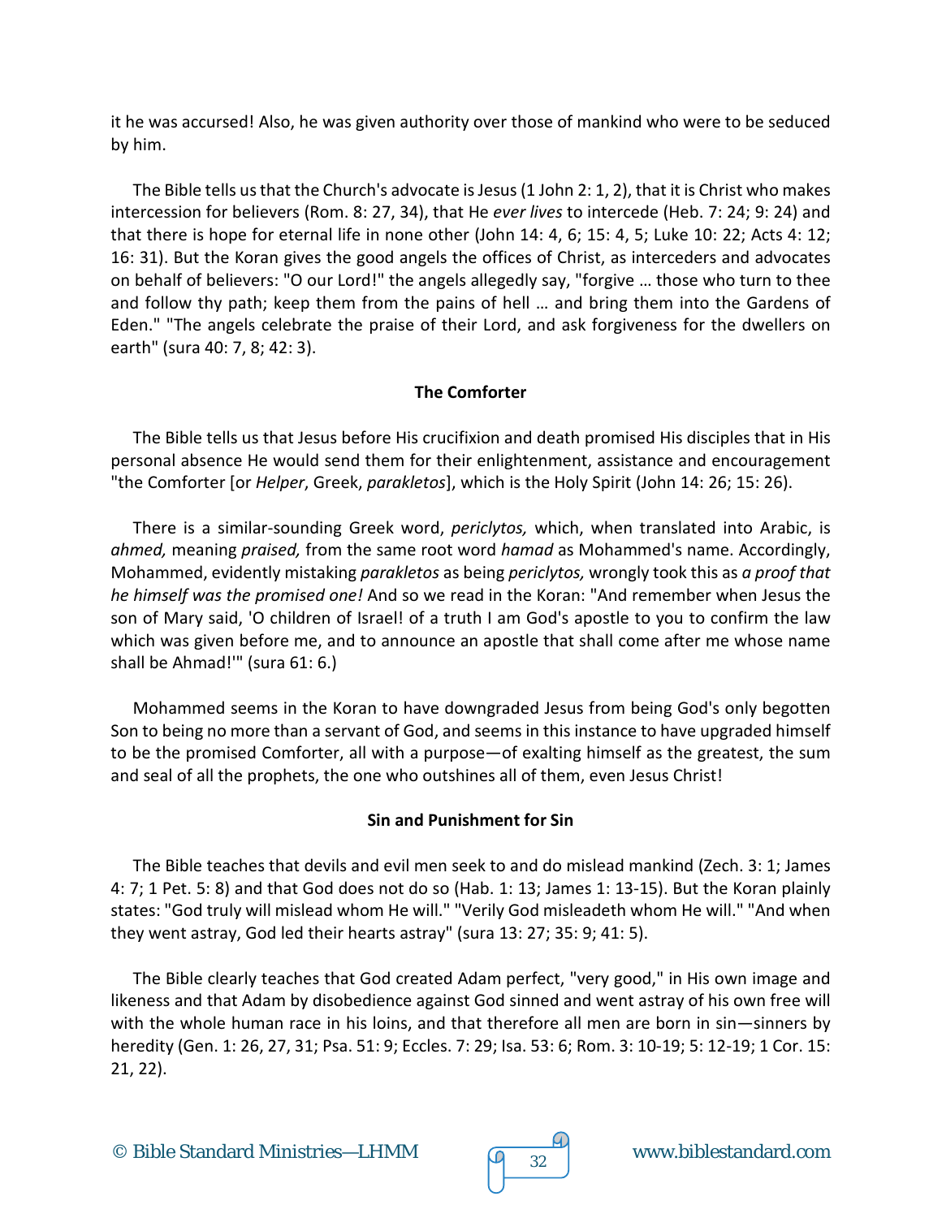it he was accursed! Also, he was given authority over those of mankind who were to be seduced by him.

The Bible tells us that the Church's advocate is Jesus (1 John 2: 1, 2), that it is Christ who makes intercession for believers (Rom. 8: 27, 34), that He *ever lives* to intercede (Heb. 7: 24; 9: 24) and that there is hope for eternal life in none other (John 14: 4, 6; 15: 4, 5; Luke 10: 22; Acts 4: 12; 16: 31). But the Koran gives the good angels the offices of Christ, as interceders and advocates on behalf of believers: "O our Lord!" the angels allegedly say, "forgive … those who turn to thee and follow thy path; keep them from the pains of hell … and bring them into the Gardens of Eden." "The angels celebrate the praise of their Lord, and ask forgiveness for the dwellers on earth" (sura 40: 7, 8; 42: 3).

### The Comforter

The Bible tells us that Jesus before His crucifixion and death promised His disciples that in His personal absence He would send them for their enlightenment, assistance and encouragement "the Comforter [or *Helper*, Greek, *parakletos*], which is the Holy Spirit (John 14: 26; 15: 26).

There is a similar-sounding Greek word, *periclytos,* which, when translated into Arabic, is *ahmed,* meaning *praised,* from the same root word *hamad* as Mohammed's name. Accordingly, Mohammed, evidently mistaking *parakletos* as being *periclytos,* wrongly took this as *a proof that he himself was the promised one!* And so we read in the Koran: "And remember when Jesus the son of Mary said, 'O children of Israel! of a truth I am God's apostle to you to confirm the law which was given before me, and to announce an apostle that shall come after me whose name shall be Ahmad!'" (sura 61: 6.)

Mohammed seems in the Koran to have downgraded Jesus from being God's only begotten Son to being no more than a servant of God, and seems in this instance to have upgraded himself to be the promised Comforter, all with a purpose—of exalting himself as the greatest, the sum and seal of all the prophets, the one who outshines all of them, even Jesus Christ!

### Sin and Punishment for Sin

The Bible teaches that devils and evil men seek to and do mislead mankind (Zech. 3: 1; James 4: 7; 1 Pet. 5: 8) and that God does not do so (Hab. 1: 13; James 1: 13-15). But the Koran plainly states: "God truly will mislead whom He will." "Verily God misleadeth whom He will." "And when they went astray, God led their hearts astray" (sura 13: 27; 35: 9; 41: 5).

The Bible clearly teaches that God created Adam perfect, "very good," in His own image and likeness and that Adam by disobedience against God sinned and went astray of his own free will with the whole human race in his loins, and that therefore all men are born in sin—sinners by heredity (Gen. 1: 26, 27, 31; Psa. 51: 9; Eccles. 7: 29; Isa. 53: 6; Rom. 3: 10-19; 5: 12-19; 1 Cor. 15: 21, 22).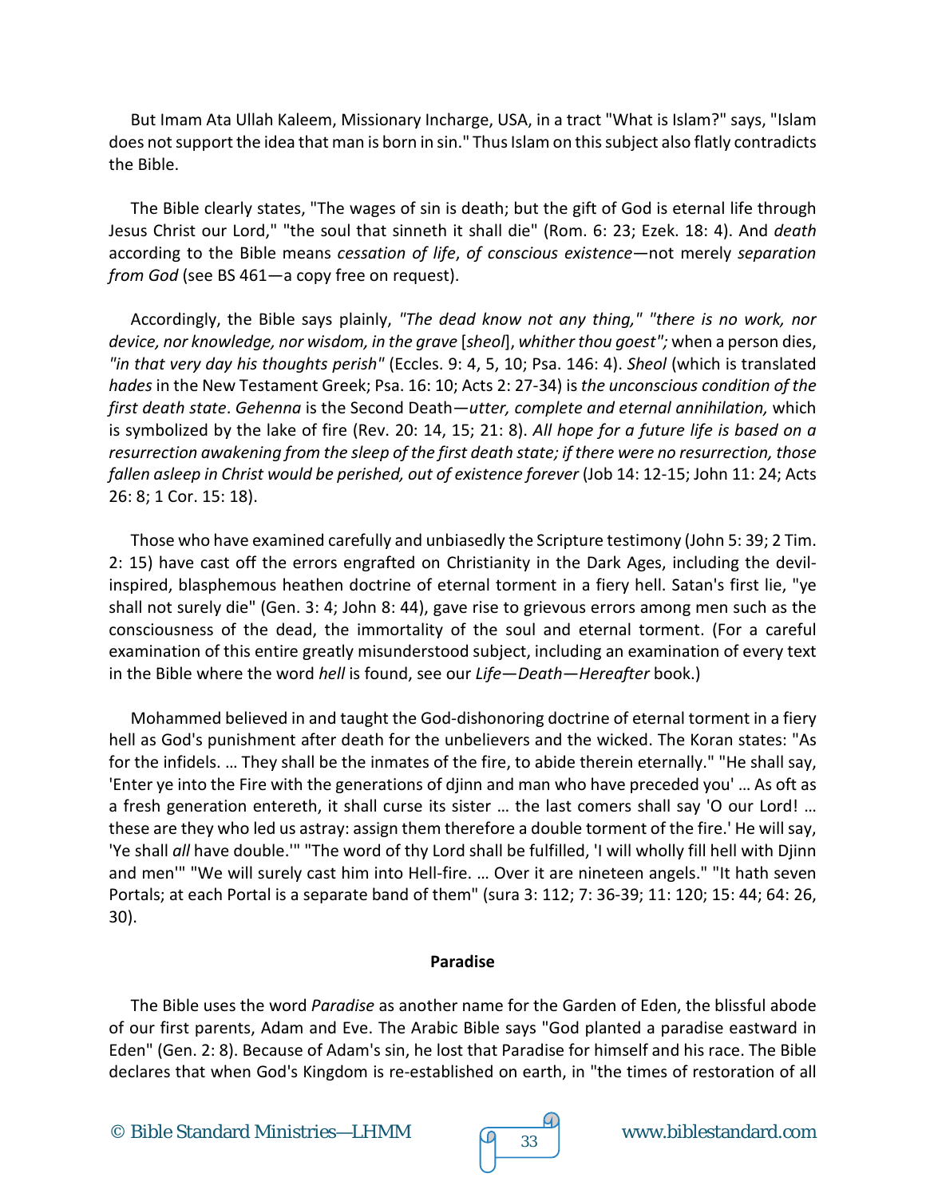But Imam Ata Ullah Kaleem, Missionary Incharge, USA, in a tract "What is Islam?" says, "Islam does not support the idea that man is born in sin." Thus Islam on this subject also flatly contradicts the Bible.

The Bible clearly states, "The wages of sin is death; but the gift of God is eternal life through Jesus Christ our Lord," "the soul that sinneth it shall die" (Rom. 6: 23; Ezek. 18: 4). And *death* according to the Bible means *cessation of life*, *of conscious existence*—not merely *separation from God* (see BS 461—a copy free on request).

Accordingly, the Bible says plainly, *"The dead know not any thing," "there is no work, nor device, nor knowledge, nor wisdom, in the grave* [*sheol*], *whither thou goest";* when a person dies, *"in that very day his thoughts perish"* (Eccles. 9: 4, 5, 10; Psa. 146: 4). *Sheol* (which is translated *hades* in the New Testament Greek; Psa. 16: 10; Acts 2: 27-34) is *the unconscious condition of the first death state*. *Gehenna* is the Second Death—*utter, complete and eternal annihilation,* which is symbolized by the lake of fire (Rev. 20: 14, 15; 21: 8). *All hope for a future life is based on a resurrection awakening from the sleep of the first death state; if there were no resurrection, those fallen asleep in Christ would be perished, out of existence forever* (Job 14: 12-15; John 11: 24; Acts 26: 8; 1 Cor. 15: 18).

Those who have examined carefully and unbiasedly the Scripture testimony (John 5: 39; 2 Tim. 2: 15) have cast off the errors engrafted on Christianity in the Dark Ages, including the devil-inspired, blasphemous heathen doctrine of eternal torment in a fiery hell. Satan's first lie, "ye shall not surely die" (Gen. 3: 4; John 8: 44), gave rise to grievous errors among men such as the consciousness of the dead, the immortality of the soul and eternal torment. (For a careful examination of this entire greatly misunderstood subject, including an examination of every text in the Bible where the word *hell* is found, see our *Life—Death—Hereafter* book.)

Mohammed believed in and taught the God-dishonoring doctrine of eternal torment in a fiery hell as God's punishment after death for the unbelievers and the wicked. The Koran states: "As for the infidels. … They shall be the inmates of the fire, to abide therein eternally." "He shall say, 'Enter ye into the Fire with the generations of djinn and man who have preceded you' … As oft as a fresh generation entereth, it shall curse its sister … the last comers shall say 'O our Lord! … these are they who led us astray: assign them therefore a double torment of the fire.' He will say, 'Ye shall *all* have double.'" "The word of thy Lord shall be fulfilled, 'I will wholly fill hell with Djinn and men'" "We will surely cast him into Hell-fire. … Over it are nineteen angels." "It hath seven Portals; at each Portal is a separate band of them" (sura 3: 112; 7: 36-39; 11: 120; 15: 44; 64: 26, 30).

**Paradise**

The Bible uses the word *Paradise* as another name for the Garden of Eden, the blissful abode of our first parents, Adam and Eve. The Arabic Bible says "God planted a paradise eastward in Eden" (Gen. 2: 8). Because of Adam's sin, he lost that Paradise for himself and his race. The Bible declares that when God's Kingdom is re-established on earth, in "the times of restoration of all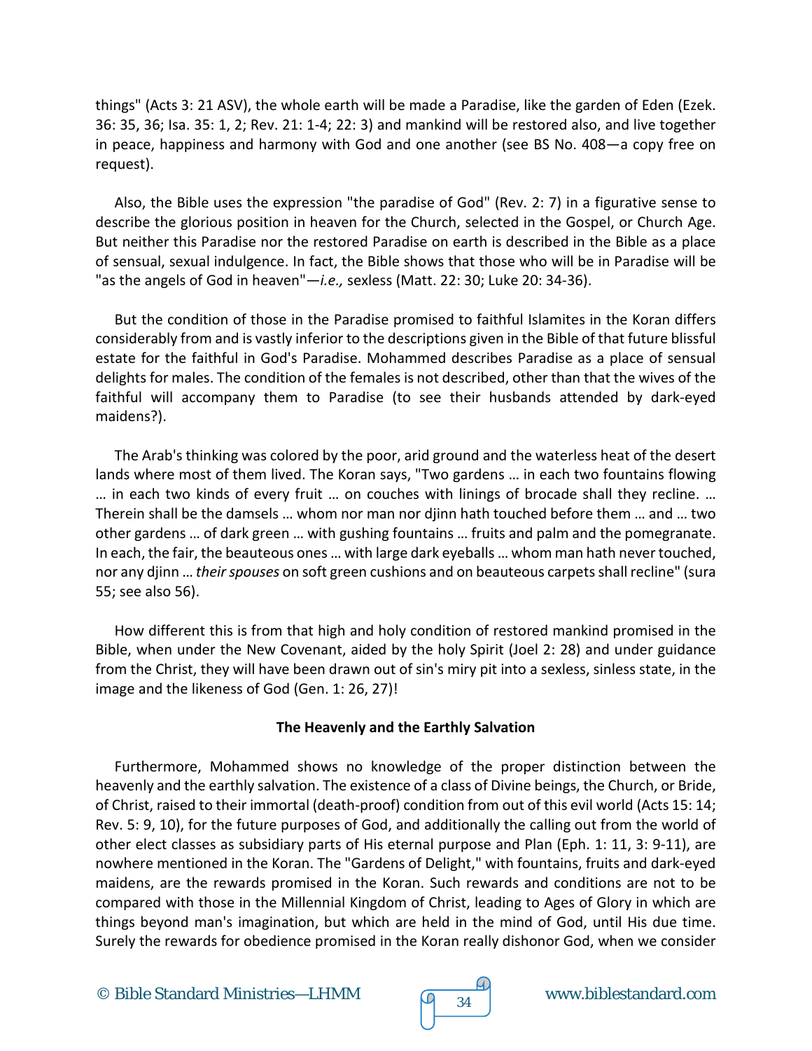things" (Acts 3: 21 ASV), the whole earth will be made a Paradise, like the garden of Eden (Ezek. 36: 35, 36; Isa. 35: 1, 2; Rev. 21: 1-4; 22: 3) and mankind will be restored also, and live together in peace, happiness and harmony with God and one another (see BS No. 408—a copy free on request).

Also, the Bible uses the expression "the paradise of God" (Rev. 2: 7) in a figurative sense to describe the glorious position in heaven for the Church, selected in the Gospel, or Church Age. But neither this Paradise nor the restored Paradise on earth is described in the Bible as a place of sensual, sexual indulgence. In fact, the Bible shows that those who will be in Paradise will be "as the angels of God in heaven"—*i.e.,* sexless (Matt. 22: 30; Luke 20: 34-36).

But the condition of those in the Paradise promised to faithful Islamites in the Koran differs considerably from and is vastly inferior to the descriptions given in the Bible of that future blissful estate for the faithful in God's Paradise. Mohammed describes Paradise as a place of sensual delights for males. The condition of the females is not described, other than that the wives of the faithful will accompany them to Paradise (to see their husbands attended by dark-eyed maidens?).

The Arab's thinking was colored by the poor, arid ground and the waterless heat of the desert lands where most of them lived. The Koran says, "Two gardens … in each two fountains flowing … in each two kinds of every fruit … on couches with linings of brocade shall they recline. … Therein shall be the damsels … whom nor man nor djinn hath touched before them … and … two other gardens … of dark green … with gushing fountains … fruits and palm and the pomegranate. In each, the fair, the beauteous ones … with large dark eyeballs … whom man hath never touched, nor any djinn … *their spouses* on soft green cushions and on beauteous carpets shall recline" (sura 55; see also 56).

How different this is from that high and holy condition of restored mankind promised in the Bible, when under the New Covenant, aided by the holy Spirit (Joel 2: 28) and under guidance from the Christ, they will have been drawn out of sin's miry pit into a sexless, sinless state, in the image and the likeness of God (Gen. 1: 26, 27)!

**The Heavenly and the Earthly Salvation**

Furthermore, Mohammed shows no knowledge of the proper distinction between the heavenly and the earthly salvation. The existence of a class of Divine beings, the Church, or Bride, of Christ, raised to their immortal (death-proof) condition from out of this evil world (Acts 15: 14; Rev. 5: 9, 10), for the future purposes of God, and additionally the calling out from the world of other elect classes as subsidiary parts of His eternal purpose and Plan (Eph. 1: 11, 3: 9-11), are nowhere mentioned in the Koran. The "Gardens of Delight," with fountains, fruits and dark-eyed maidens, are the rewards promised in the Koran. Such rewards and conditions are not to be compared with those in the Millennial Kingdom of Christ, leading to Ages of Glory in which are things beyond man's imagination, but which are held in the mind of God, until His due time. Surely the rewards for obedience promised in the Koran really dishonor God, when we consider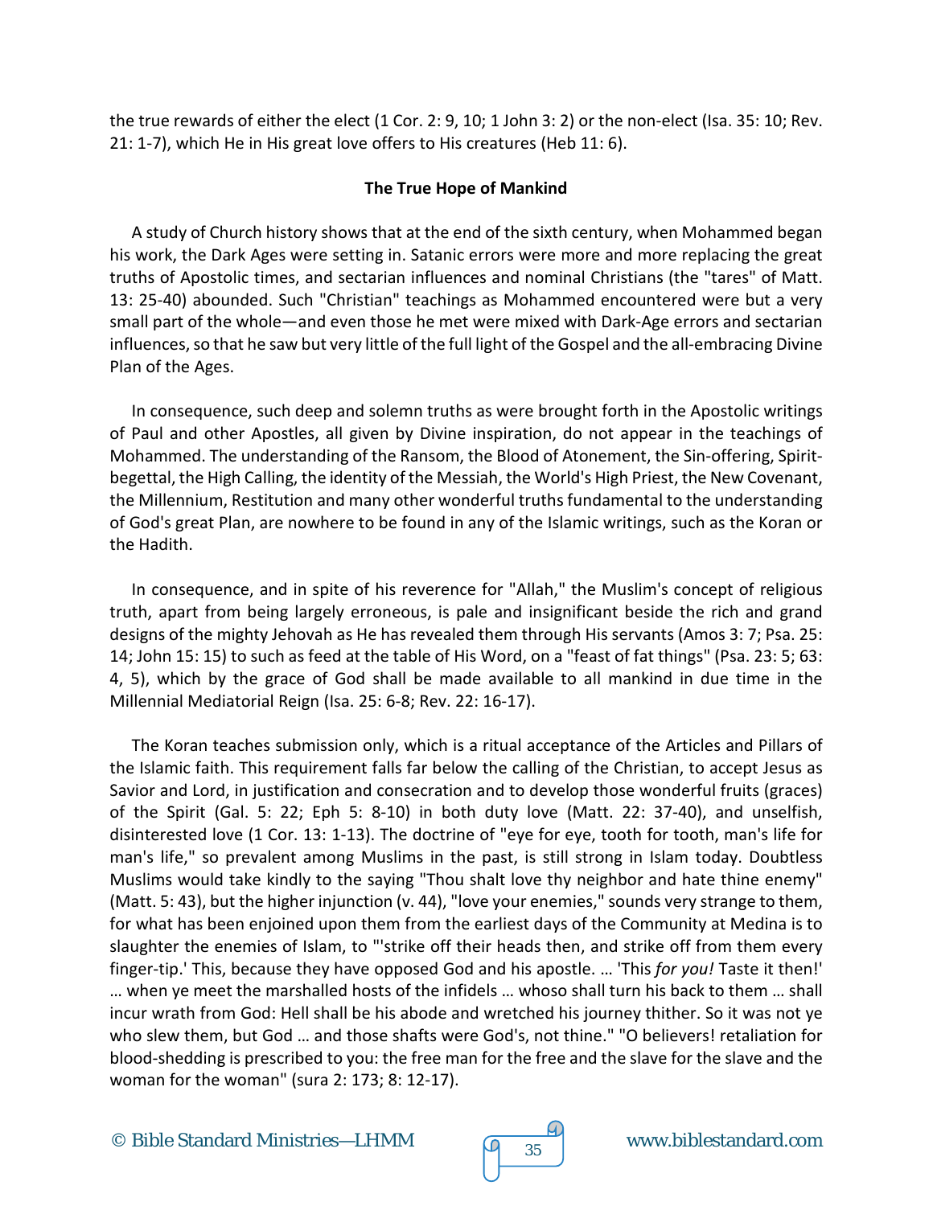the true rewards of either the elect (1 Cor. 2: 9, 10; 1 John 3: 2) or the non-elect (Isa. 35: 10; Rev. 21: 1-7), which He in His great love offers to His creatures (Heb 11: 6).

**The True Hope of Mankind**

A study of Church history shows that at the end of the sixth century, when Mohammed began his work, the Dark Ages were setting in. Satanic errors were more and more replacing the great truths of Apostolic times, and sectarian influences and nominal Christians (the "tares" of Matt. 13: 25-40) abounded. Such "Christian" teachings as Mohammed encountered were but a very small part of the whole—and even those he met were mixed with Dark-Age errors and sectarian influences, so that he saw but very little of the full light of the Gospel and the all-embracing Divine Plan of the Ages.

In consequence, such deep and solemn truths as were brought forth in the Apostolic writings of Paul and other Apostles, all given by Divine inspiration, do not appear in the teachings of Mohammed. The understanding of the Ransom, the Blood of Atonement, the Sin-offering, Spirit-begettal, the High Calling, the identity of the Messiah, the World's High Priest, the New Covenant, the Millennium, Restitution and many other wonderful truths fundamental to the understanding of God's great Plan, are nowhere to be found in any of the Islamic writings, such as the Koran or the Hadith.

In consequence, and in spite of his reverence for "Allah," the Muslim's concept of religious truth, apart from being largely erroneous, is pale and insignificant beside the rich and grand designs of the mighty Jehovah as He has revealed them through His servants (Amos 3: 7; Psa. 25: 14; John 15: 15) to such as feed at the table of His Word, on a "feast of fat things" (Psa. 23: 5; 63: 4, 5), which by the grace of God shall be made available to all mankind in due time in the Millennial Mediatorial Reign (Isa. 25: 6-8; Rev. 22: 16-17).

The Koran teaches submission only, which is a ritual acceptance of the Articles and Pillars of the Islamic faith. This requirement falls far below the calling of the Christian, to accept Jesus as Savior and Lord, in justification and consecration and to develop those wonderful fruits (graces) of the Spirit (Gal. 5: 22; Eph 5: 8-10) in both duty love (Matt. 22: 37-40), and unselfish, disinterested love (1 Cor. 13: 1-13). The doctrine of "eye for eye, tooth for tooth, man's life for man's life," so prevalent among Muslims in the past, is still strong in Islam today. Doubtless Muslims would take kindly to the saying "Thou shalt love thy neighbor and hate thine enemy" (Matt. 5: 43), but the higher injunction (v. 44), "love your enemies," sounds very strange to them, for what has been enjoined upon them from the earliest days of the Community at Medina is to slaughter the enemies of Islam, to "'strike off their heads then, and strike off from them every finger-tip.' This, because they have opposed God and his apostle. … 'This *for you!* Taste it then!' … when ye meet the marshalled hosts of the infidels … whoso shall turn his back to them … shall incur wrath from God: Hell shall be his abode and wretched his journey thither. So it was not ye who slew them, but God … and those shafts were God's, not thine." "O believers! retaliation for blood-shedding is prescribed to you: the free man for the free and the slave for the slave and the woman for the woman" (sura 2: 173; 8: 12-17).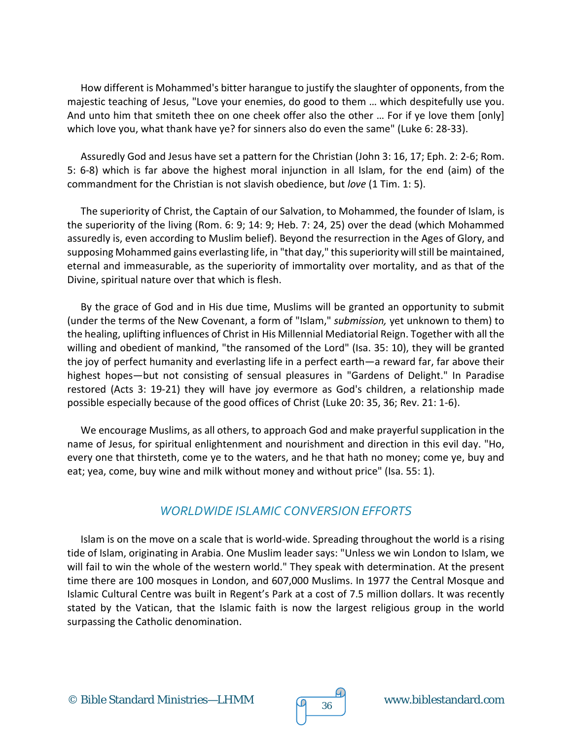How different is Mohammed's bitter harangue to justify the slaughter of opponents, from the majestic teaching of Jesus, "Love your enemies, do good to them … which despitefully use you. And unto him that smiteth thee on one cheek offer also the other … For if ye love them [only] which love you, what thank have ye? for sinners also do even the same" (Luke 6: 28-33).

Assuredly God and Jesus have set a pattern for the Christian (John 3: 16, 17; Eph. 2: 2-6; Rom. 5: 6-8) which is far above the highest moral injunction in all Islam, for the end (aim) of the commandment for the Christian is not slavish obedience, but *love* (1 Tim. 1: 5).

The superiority of Christ, the Captain of our Salvation, to Mohammed, the founder of Islam, is the superiority of the living (Rom. 6: 9; 14: 9; Heb. 7: 24, 25) over the dead (which Mohammed assuredly is, even according to Muslim belief). Beyond the resurrection in the Ages of Glory, and supposing Mohammed gains everlasting life, in "that day," this superiority will still be maintained, eternal and immeasurable, as the superiority of immortality over mortality, and as that of the Divine, spiritual nature over that which is flesh.

By the grace of God and in His due time, Muslims will be granted an opportunity to submit (under the terms of the New Covenant, a form of "Islam," *submission,* yet unknown to them) to the healing, uplifting influences of Christ in His Millennial Mediatorial Reign. Together with all the willing and obedient of mankind, "the ransomed of the Lord" (Isa. 35: 10), they will be granted the joy of perfect humanity and everlasting life in a perfect earth—a reward far, far above their highest hopes—but not consisting of sensual pleasures in "Gardens of Delight." In Paradise restored (Acts 3: 19-21) they will have joy evermore as God's children, a relationship made possible especially because of the good offices of Christ (Luke 20: 35, 36; Rev. 21: 1-6).

We encourage Muslims, as all others, to approach God and make prayerful supplication in the name of Jesus, for spiritual enlightenment and nourishment and direction in this evil day. "Ho, every one that thirsteth, come ye to the waters, and he that hath no money; come ye, buy and eat; yea, come, buy wine and milk without money and without price" (Isa. 55: 1).

## *WORLDWIDE ISLAMIC CONVERSION EFFORTS*

Islam is on the move on a scale that is world-wide. Spreading throughout the world is a rising tide of Islam, originating in Arabia. One Muslim leader says: "Unless we win London to Islam, we will fail to win the whole of the western world." They speak with determination. At the present time there are 100 mosques in London, and 607,000 Muslims. In 1977 the Central Mosque and Islamic Cultural Centre was built in Regent's Park at a cost of 7.5 million dollars. It was recently stated by the Vatican, that the Islamic faith is now the largest religious group in the world surpassing the Catholic denomination.